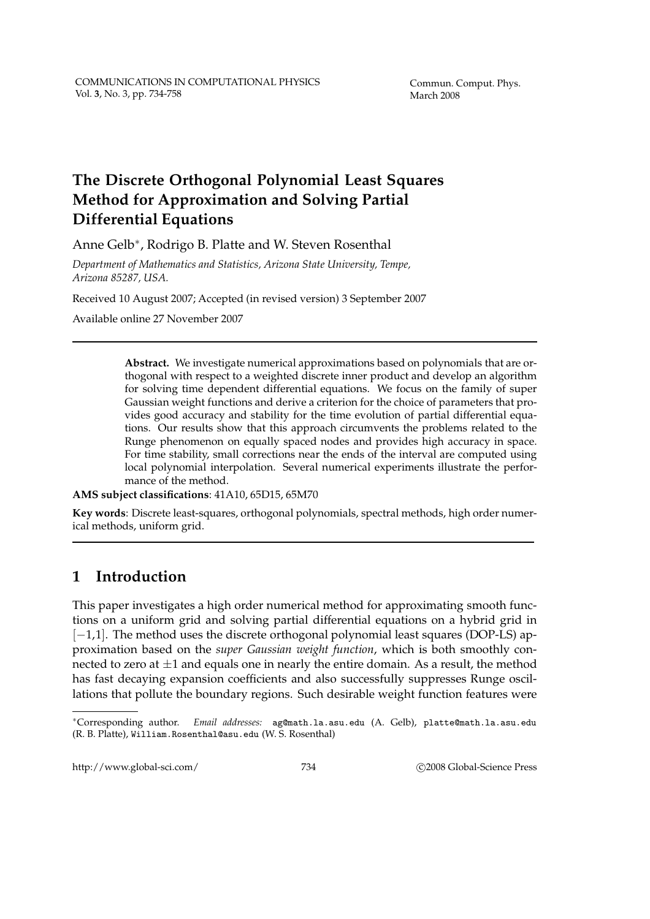# The Discrete Orthogonal Polynomial Least Squares Method for Approximation and Solving Partial Differential Equations

Anne Gelb*, Rodrigo B. Platte and W. Steven Rosenthal

*Department of Mathematics and Statistics, Arizona State University, Tempe, Arizona 85287, USA.*

Received 10 August 2007; Accepted (in revised version) 3 September 2007

Available online 27 November 2007

---

**Abstract.** We investigate numerical approximations based on polynomials that are orthogonal with respect to a weighted discrete inner product and develop an algorithm for solving time dependent differential equations. We focus on the family of super Gaussian weight functions and derive a criterion for the choice of parameters that provides good accuracy and stability for the time evolution of partial differential equations. Our results show that this approach circumvents the problems related to the Runge phenomenon on equally spaced nodes and provides high accuracy in space. For time stability, small corrections near the ends of the interval are computed using local polynomial interpolation. Several numerical experiments illustrate the performance of the method.

**AMS subject classifications**: 41A10, 65D15, 65M70

**Key words**: Discrete least-squares, orthogonal polynomials, spectral methods, high order numerical methods, uniform grid.

---

## 1 Introduction

This paper investigates a high order numerical method for approximating smooth functions on a uniform grid and solving partial differential equations on a hybrid grid in $[-1,1]$. The method uses the discrete orthogonal polynomial least squares (DOP-LS) approximation based on the *super Gaussian weight function*, which is both smoothly connected to zero at $\pm 1$ and equals one in nearly the entire domain. As a result, the method has fast decaying expansion coefficients and also successfully suppresses Runge oscillations that pollute the boundary regions. Such desirable weight function features were

---

*Corresponding author. *Email addresses:* ag@math.la.asu.edu (A. Gelb), platte@math.la.asu.edu (R. B. Platte), William.Rosenthal@asu.edu (W. S. Rosenthal)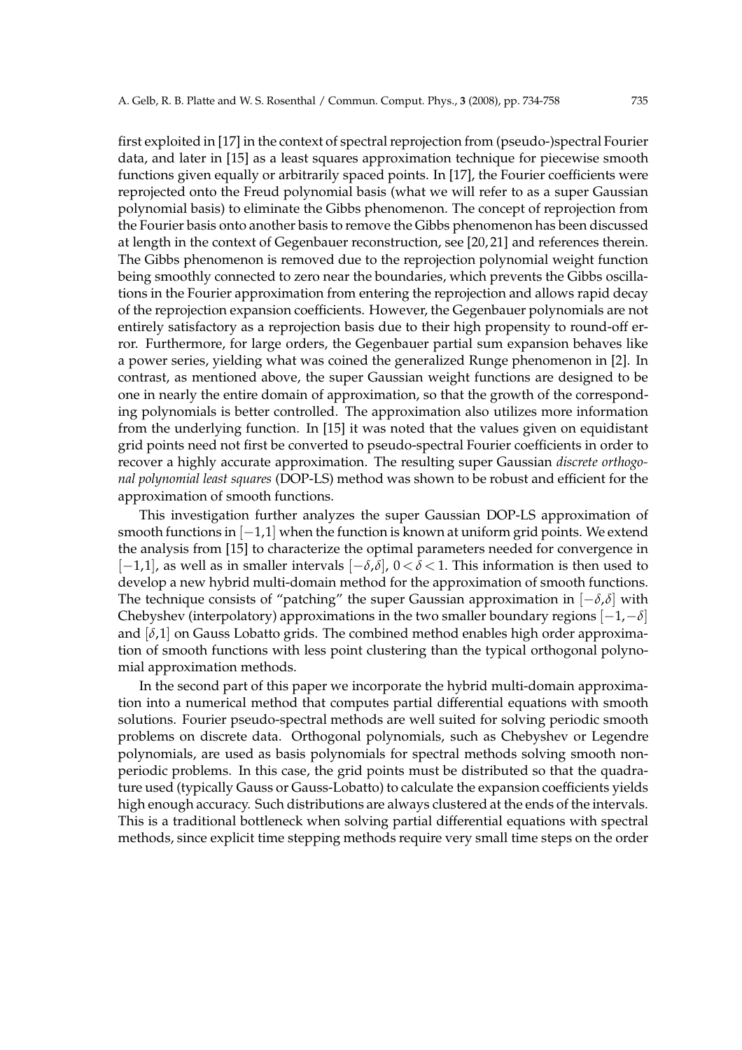first exploited in [17] in the context of spectral reprojection from (pseudo-)spectral Fourier data, and later in [15] as a least squares approximation technique for piecewise smooth functions given equally or arbitrarily spaced points. In [17], the Fourier coefficients were reprojected onto the Freud polynomial basis (what we will refer to as a super Gaussian polynomial basis) to eliminate the Gibbs phenomenon. The concept of reprojection from the Fourier basis onto another basis to remove the Gibbs phenomenon has been discussed at length in the context of Gegenbauer reconstruction, see [20, 21] and references therein. The Gibbs phenomenon is removed due to the reprojection polynomial weight function being smoothly connected to zero near the boundaries, which prevents the Gibbs oscillations in the Fourier approximation from entering the reprojection and allows rapid decay of the reprojection expansion coefficients. However, the Gegenbauer polynomials are not entirely satisfactory as a reprojection basis due to their high propensity to round-off error. Furthermore, for large orders, the Gegenbauer partial sum expansion behaves like a power series, yielding what was coined the generalized Runge phenomenon in [2]. In contrast, as mentioned above, the super Gaussian weight functions are designed to be one in nearly the entire domain of approximation, so that the growth of the corresponding polynomials is better controlled. The approximation also utilizes more information from the underlying function. In [15] it was noted that the values given on equidistant grid points need not first be converted to pseudo-spectral Fourier coefficients in order to recover a highly accurate approximation. The resulting super Gaussian *discrete orthogonal polynomial least squares* (DOP-LS) method was shown to be robust and efficient for the approximation of smooth functions.

This investigation further analyzes the super Gaussian DOP-LS approximation of smooth functions in $[-1,1]$ when the function is known at uniform grid points. We extend the analysis from [15] to characterize the optimal parameters needed for convergence in $[-1,1]$, as well as in smaller intervals $[-\delta,\delta]$, $0<\delta<1$. This information is then used to develop a new hybrid multi-domain method for the approximation of smooth functions. The technique consists of "patching" the super Gaussian approximation in $[-\delta,\delta]$ with Chebyshev (interpolatory) approximations in the two smaller boundary regions $[-1,-\delta]$ and $[\delta,1]$ on Gauss Lobatto grids. The combined method enables high order approximation of smooth functions with less point clustering than the typical orthogonal polynomial approximation methods.

In the second part of this paper we incorporate the hybrid multi-domain approximation into a numerical method that computes partial differential equations with smooth solutions. Fourier pseudo-spectral methods are well suited for solving periodic smooth problems on discrete data. Orthogonal polynomials, such as Chebyshev or Legendre polynomials, are used as basis polynomials for spectral methods solving smooth non-periodic problems. In this case, the grid points must be distributed so that the quadrature used (typically Gauss or Gauss-Lobatto) to calculate the expansion coefficients yields high enough accuracy. Such distributions are always clustered at the ends of the intervals. This is a traditional bottleneck when solving partial differential equations with spectral methods, since explicit time stepping methods require very small time steps on the order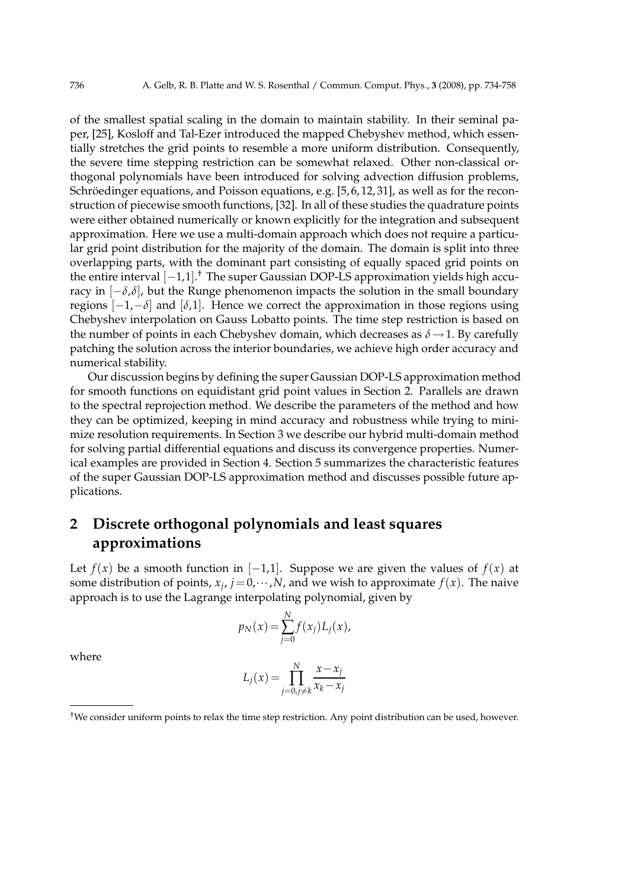of the smallest spatial scaling in the domain to maintain stability. In their seminal paper, [25], Kosloff and Tal-Ezer introduced the mapped Chebyshev method, which essentially stretches the grid points to resemble a more uniform distribution. Consequently, the severe time stepping restriction can be somewhat relaxed. Other non-classical orthogonal polynomials have been introduced for solving advection diffusion problems, Schröedinger equations, and Poisson equations, e.g. [5,6,12,31], as well as for the reconstruction of piecewise smooth functions, [32]. In all of these studies the quadrature points were either obtained numerically or known explicitly for the integration and subsequent approximation. Here we use a multi-domain approach which does not require a particular grid point distribution for the majority of the domain. The domain is split into three overlapping parts, with the dominant part consisting of equally spaced grid points on the entire interval $[-1,1]$.[†] The super Gaussian DOP-LS approximation yields high accuracy in $[-\delta,\delta]$, but the Runge phenomenon impacts the solution in the small boundary regions $[-1,-\delta]$ and $[\delta,1]$. Hence we correct the approximation in those regions using Chebyshev interpolation on Gauss Lobatto points. The time step restriction is based on the number of points in each Chebyshev domain, which decreases as $\delta \rightarrow 1$. By carefully patching the solution across the interior boundaries, we achieve high order accuracy and numerical stability.

Our discussion begins by defining the super Gaussian DOP-LS approximation method for smooth functions on equidistant grid point values in Section 2. Parallels are drawn to the spectral reprojection method. We describe the parameters of the method and how they can be optimized, keeping in mind accuracy and robustness while trying to minimize resolution requirements. In Section 3 we describe our hybrid multi-domain method for solving partial differential equations and discuss its convergence properties. Numerical examples are provided in Section 4. Section 5 summarizes the characteristic features of the super Gaussian DOP-LS approximation method and discusses possible future applications.

## 2 Discrete orthogonal polynomials and least squares approximations

Let $f(x)$ be a smooth function in $[-1,1]$. Suppose we are given the values of $f(x)$ at some distribution of points, $x_j$, $j=0,\cdots,N$, and we wish to approximate $f(x)$. The naive approach is to use the Lagrange interpolating polynomial, given by

$$p_N(x)=\sum_{j=0}^{N} f(x_j)L_j(x),$$

where

$$L_j(x)=\prod_{j=0,j\neq k}^{N} \frac{x-x_j}{x_k-x_j}$$

[†]We consider uniform points to relax the time step restriction. Any point distribution can be used, however.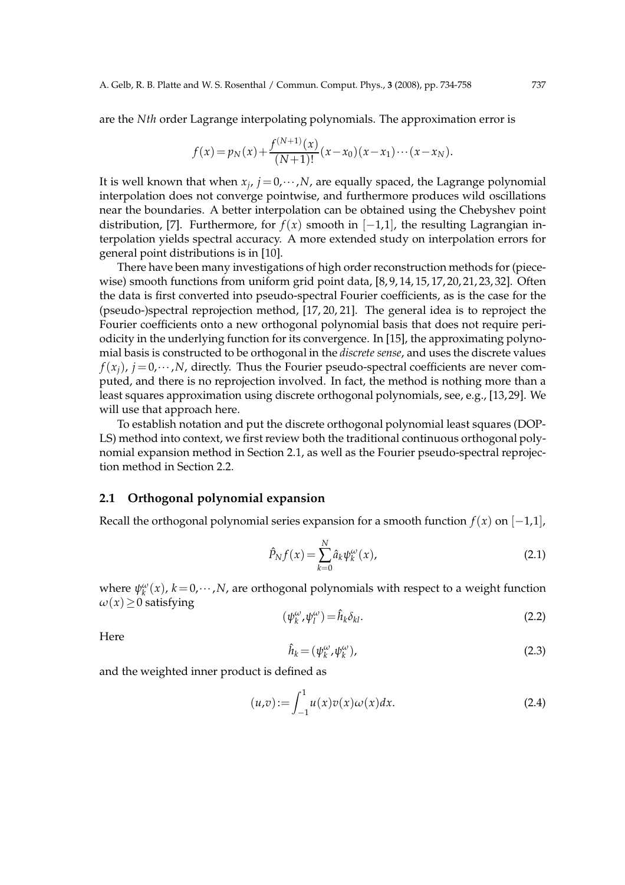are the *Nth* order Lagrange interpolating polynomials. The approximation error is

$$f(x) = p_N(x) + \frac{f^{(N+1)}(x)}{(N+1)!}(x-x_0)(x-x_1)\cdots(x-x_N).$$

It is well known that when $x_j$, $j=0,\cdots,N$, are equally spaced, the Lagrange polynomial interpolation does not converge pointwise, and furthermore produces wild oscillations near the boundaries. A better interpolation can be obtained using the Chebyshev point distribution, [7]. Furthermore, for $f(x)$ smooth in $[-1,1]$, the resulting Lagrangian interpolation yields spectral accuracy. A more extended study on interpolation errors for general point distributions is in [10].

There have been many investigations of high order reconstruction methods for (piecewise) smooth functions from uniform grid point data, [8,9,14,15,17,20,21,23,32]. Often the data is first converted into pseudo-spectral Fourier coefficients, as is the case for the (pseudo-)spectral reprojection method, [17,20,21]. The general idea is to reproject the Fourier coefficients onto a new orthogonal polynomial basis that does not require periodicity in the underlying function for its convergence. In [15], the approximating polynomial basis is constructed to be orthogonal in the *discrete sense*, and uses the discrete values $f(x_j)$, $j=0,\cdots,N$, directly. Thus the Fourier pseudo-spectral coefficients are never computed, and there is no reprojection involved. In fact, the method is nothing more than a least squares approximation using discrete orthogonal polynomials, see, e.g., [13,29]. We will use that approach here.

To establish notation and put the discrete orthogonal polynomial least squares (DOP-LS) method into context, we first review both the traditional continuous orthogonal polynomial expansion method in Section 2.1, as well as the Fourier pseudo-spectral reprojection method in Section 2.2.

### 2.1 Orthogonal polynomial expansion

Recall the orthogonal polynomial series expansion for a smooth function $f(x)$ on $[-1,1]$,

$$\hat{P}_N f(x) = \sum_{k=0}^{N} \hat{a}_k \psi_k^{\omega}(x), \tag{2.1}$$

where $\psi_k^{\omega}(x)$, $k=0,\cdots,N$, are orthogonal polynomials with respect to a weight function $\omega(x) \geq 0$ satisfying

$$(\psi_k^{\omega}, \psi_l^{\omega}) = \hat{h}_k \delta_{kl}. \tag{2.2}$$

Here

$$\hat{h}_k = (\psi_k^{\omega}, \psi_k^{\omega}), \tag{2.3}$$

and the weighted inner product is defined as

$$(u,v) := \int_{-1}^{1} u(x)v(x)\omega(x)dx. \tag{2.4}$$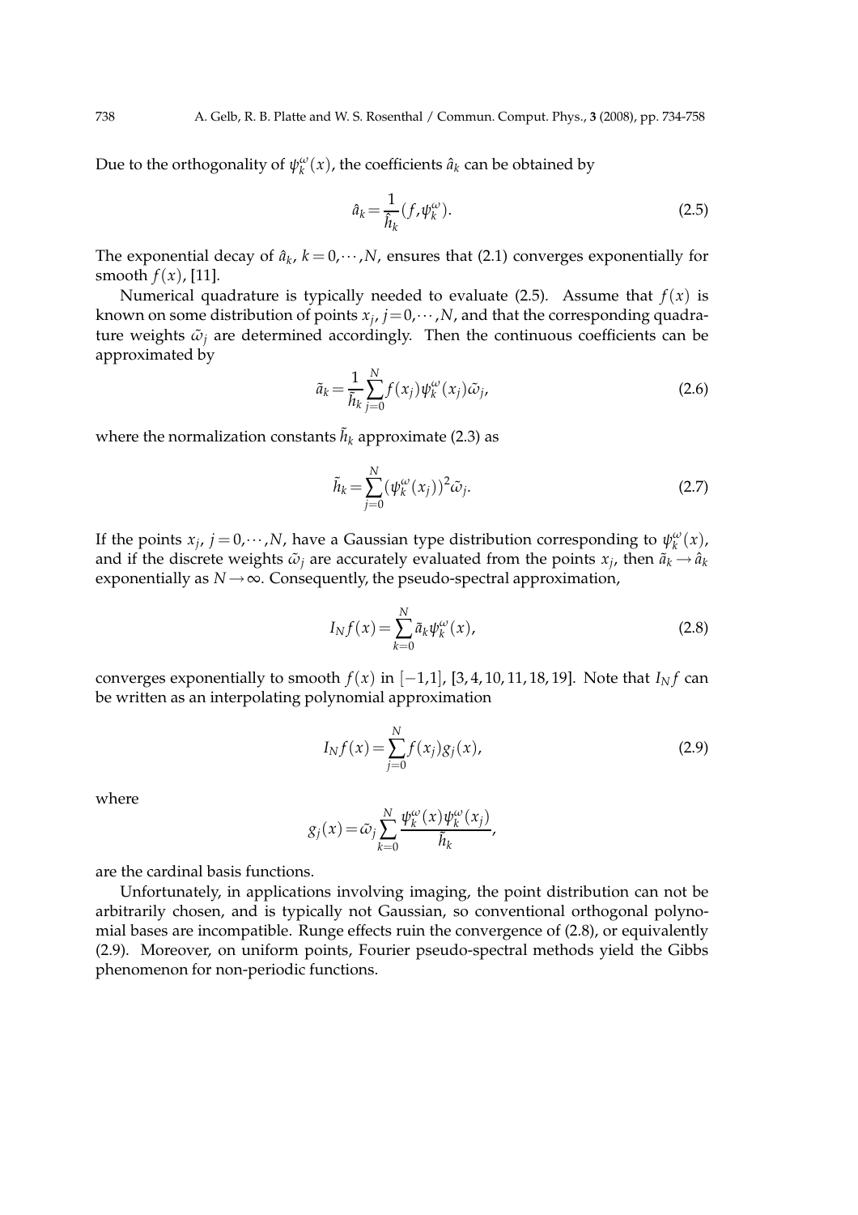Due to the orthogonality of $\psi_k^\omega(x)$, the coefficients $\hat{a}_k$ can be obtained by

$$\hat{a}_k = \frac{1}{\hat{h}_k}(f, \psi_k^\omega). \tag{2.5}$$

The exponential decay of $\hat{a}_k$, $k = 0, \cdots, N$, ensures that (2.1) converges exponentially for smooth $f(x)$, [11].

Numerical quadrature is typically needed to evaluate (2.5). Assume that $f(x)$ is known on some distribution of points $x_j$, $j = 0, \cdots, N$, and that the corresponding quadrature weights $\tilde{\omega}_j$ are determined accordingly. Then the continuous coefficients can be approximated by

$$\tilde{a}_k = \frac{1}{\tilde{h}_k} \sum_{j=0}^{N} f(x_j) \psi_k^\omega(x_j) \tilde{\omega}_j, \tag{2.6}$$

where the normalization constants $\tilde{h}_k$ approximate (2.3) as

$$\tilde{h}_k = \sum_{j=0}^{N} (\psi_k^\omega(x_j))^2 \tilde{\omega}_j. \tag{2.7}$$

If the points $x_j$, $j = 0, \cdots, N$, have a Gaussian type distribution corresponding to $\psi_k^\omega(x)$, and if the discrete weights $\tilde{\omega}_j$ are accurately evaluated from the points $x_j$, then $\tilde{a}_k \to \hat{a}_k$ exponentially as $N \to \infty$. Consequently, the pseudo-spectral approximation,

$$I_N f(x) = \sum_{k=0}^{N} \tilde{a}_k \psi_k^\omega(x), \tag{2.8}$$

converges exponentially to smooth $f(x)$ in $[-1,1]$, [3, 4, 10, 11, 18, 19]. Note that $I_N f$ can be written as an interpolating polynomial approximation

$$I_N f(x) = \sum_{j=0}^{N} f(x_j) g_j(x), \tag{2.9}$$

where

$$g_j(x) = \tilde{\omega}_j \sum_{k=0}^{N} \frac{\psi_k^\omega(x) \psi_k^\omega(x_j)}{\tilde{h}_k},$$

are the cardinal basis functions.

Unfortunately, in applications involving imaging, the point distribution can not be arbitrarily chosen, and is typically not Gaussian, so conventional orthogonal polynomial bases are incompatible. Runge effects ruin the convergence of (2.8), or equivalently (2.9). Moreover, on uniform points, Fourier pseudo-spectral methods yield the Gibbs phenomenon for non-periodic functions.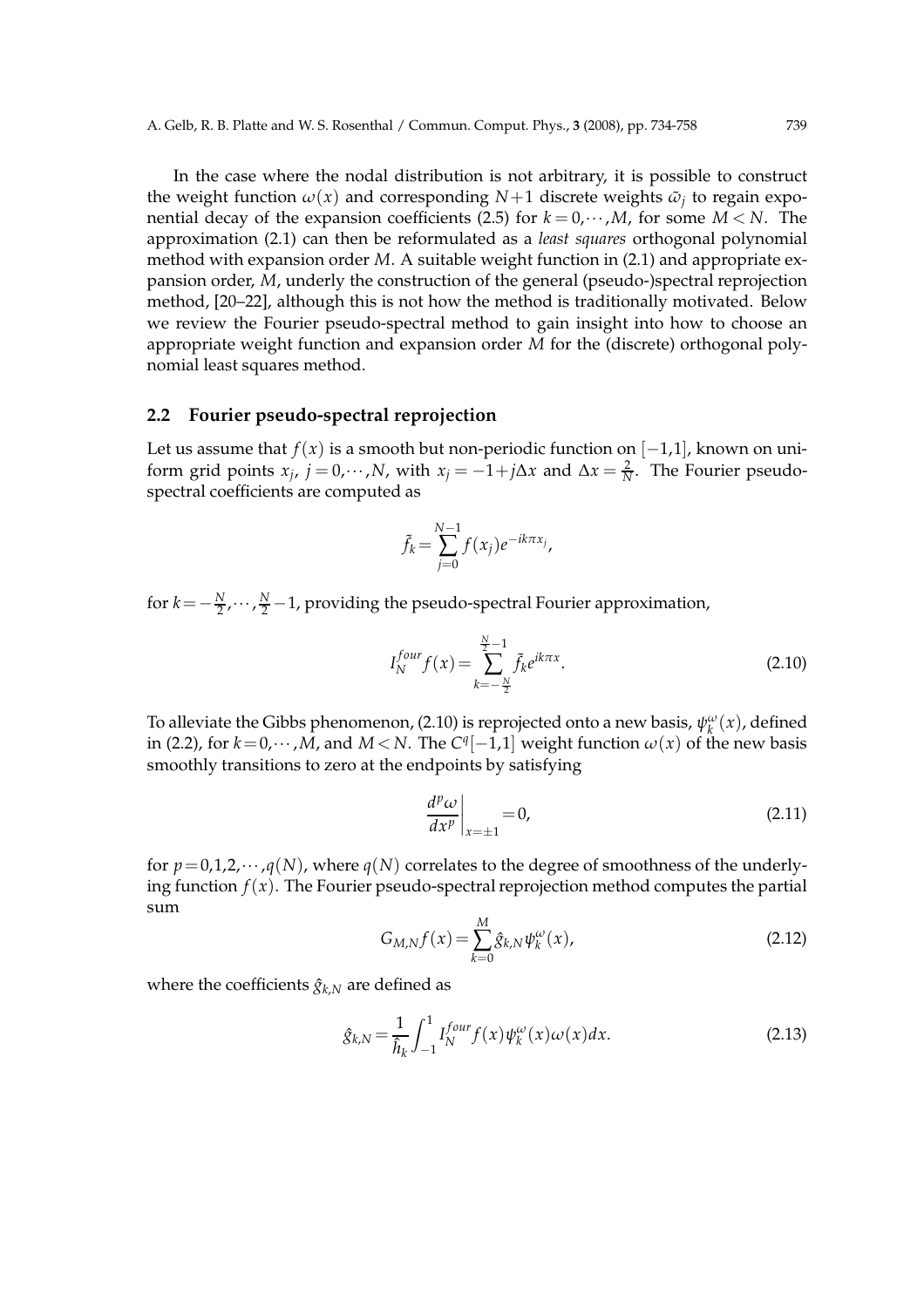In the case where the nodal distribution is not arbitrary, it is possible to construct the weight function $\omega(x)$ and corresponding $N+1$ discrete weights $\tilde{\omega}_j$ to regain exponential decay of the expansion coefficients (2.5) for $k=0,\cdots,M$, for some $M<N$. The approximation (2.1) can then be reformulated as a *least squares* orthogonal polynomial method with expansion order $M$. A suitable weight function in (2.1) and appropriate expansion order, $M$, underly the construction of the general (pseudo-)spectral reprojection method, [20–22], although this is not how the method is traditionally motivated. Below we review the Fourier pseudo-spectral method to gain insight into how to choose an appropriate weight function and expansion order $M$ for the (discrete) orthogonal polynomial least squares method.

## 2.2 Fourier pseudo-spectral reprojection

Let us assume that $f(x)$ is a smooth but non-periodic function on $[-1,1]$, known on uniform grid points $x_j$, $j=0,\cdots,N$, with $x_j=-1+j\Delta x$ and $\Delta x=\frac{2}{N}$. The Fourier pseudo-spectral coefficients are computed as

$$\tilde{f}_k=\sum_{j=0}^{N-1} f(x_j)e^{-ik\pi x_j},$$

for $k=-\frac{N}{2},\cdots,\frac{N}{2}-1$, providing the pseudo-spectral Fourier approximation,

$$I_N^{four}f(x)=\sum_{k=-\frac{N}{2}}^{\frac{N}{2}-1}\tilde{f}_k e^{ik\pi x}. \tag{2.10}$$

To alleviate the Gibbs phenomenon, (2.10) is reprojected onto a new basis, $\psi_k^{\omega}(x)$, defined in (2.2), for $k=0,\cdots,M$, and $M<N$. The $C^q[-1,1]$ weight function $\omega(x)$ of the new basis smoothly transitions to zero at the endpoints by satisfying

$$\left.\frac{d^p\omega}{dx^p}\right|_{x=\pm 1}=0, \tag{2.11}$$

for $p=0,1,2,\cdots,q(N)$, where $q(N)$ correlates to the degree of smoothness of the underlying function $f(x)$. The Fourier pseudo-spectral reprojection method computes the partial sum

$$G_{M,N}f(x)=\sum_{k=0}^{M}\hat{g}_{k,N}\psi_k^{\omega}(x), \tag{2.12}$$

where the coefficients $\hat{g}_{k,N}$ are defined as

$$\hat{g}_{k,N}=\frac{1}{\hat{h}_k}\int_{-1}^{1} I_N^{four}f(x)\psi_k^{\omega}(x)\omega(x)dx. \tag{2.13}$$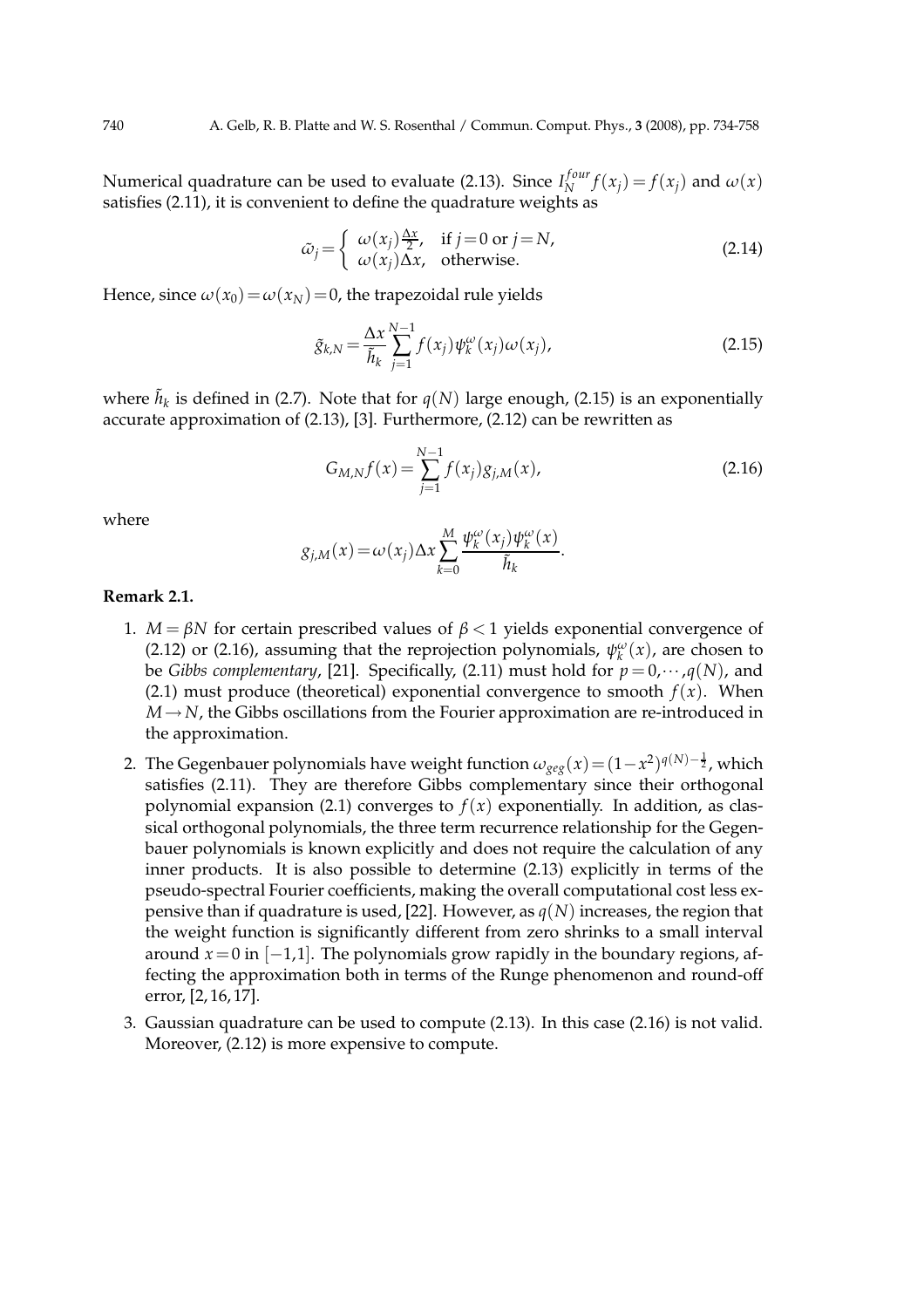Numerical quadrature can be used to evaluate (2.13). Since $I_N^{four} f(x_j) = f(x_j)$ and $\omega(x)$ satisfies (2.11), it is convenient to define the quadrature weights as

$$
\tilde{\omega}_j = \begin{cases} \omega(x_j)\frac{\Delta x}{2}, & \text{if } j=0 \text{ or } j=N, \\ \omega(x_j)\Delta x, & \text{otherwise.} \end{cases} \tag{2.14}
$$

Hence, since $\omega(x_0) = \omega(x_N) = 0$, the trapezoidal rule yields

$$
\tilde{g}_{k,N} = \frac{\Delta x}{\tilde{h}_k} \sum_{j=1}^{N-1} f(x_j) \psi_k^{\omega}(x_j) \omega(x_j), \tag{2.15}
$$

where $\tilde{h}_k$ is defined in (2.7). Note that for $q(N)$ large enough, (2.15) is an exponentially accurate approximation of (2.13), [3]. Furthermore, (2.12) can be rewritten as

$$
G_{M,N} f(x) = \sum_{j=1}^{N-1} f(x_j) g_{j,M}(x), \tag{2.16}
$$

where

$$
g_{j,M}(x) = \omega(x_j) \Delta x \sum_{k=0}^{M} \frac{\psi_k^{\omega}(x_j) \psi_k^{\omega}(x)}{\tilde{h}_k}.
$$

**Remark 2.1.**

1. $M = \beta N$ for certain prescribed values of $\beta < 1$ yields exponential convergence of (2.12) or (2.16), assuming that the reprojection polynomials, $\psi_k^{\omega}(x)$, are chosen to be *Gibbs complementary*, [21]. Specifically, (2.11) must hold for $p = 0, \cdots, q(N)$, and (2.1) must produce (theoretical) exponential convergence to smooth $f(x)$. When $M \to N$, the Gibbs oscillations from the Fourier approximation are re-introduced in the approximation.
2. The Gegenbauer polynomials have weight function $\omega_{geg}(x) = (1-x^2)^{q(N)-\frac{1}{2}}$, which satisfies (2.11). They are therefore Gibbs complementary since their orthogonal polynomial expansion (2.1) converges to $f(x)$ exponentially. In addition, as classical orthogonal polynomials, the three term recurrence relationship for the Gegenbauer polynomials is known explicitly and does not require the calculation of any inner products. It is also possible to determine (2.13) explicitly in terms of the pseudo-spectral Fourier coefficients, making the overall computational cost less expensive than if quadrature is used, [22]. However, as $q(N)$ increases, the region that the weight function is significantly different from zero shrinks to a small interval around $x = 0$ in $[-1,1]$. The polynomials grow rapidly in the boundary regions, affecting the approximation both in terms of the Runge phenomenon and round-off error, [2, 16, 17].
3. Gaussian quadrature can be used to compute (2.13). In this case (2.16) is not valid. Moreover, (2.12) is more expensive to compute.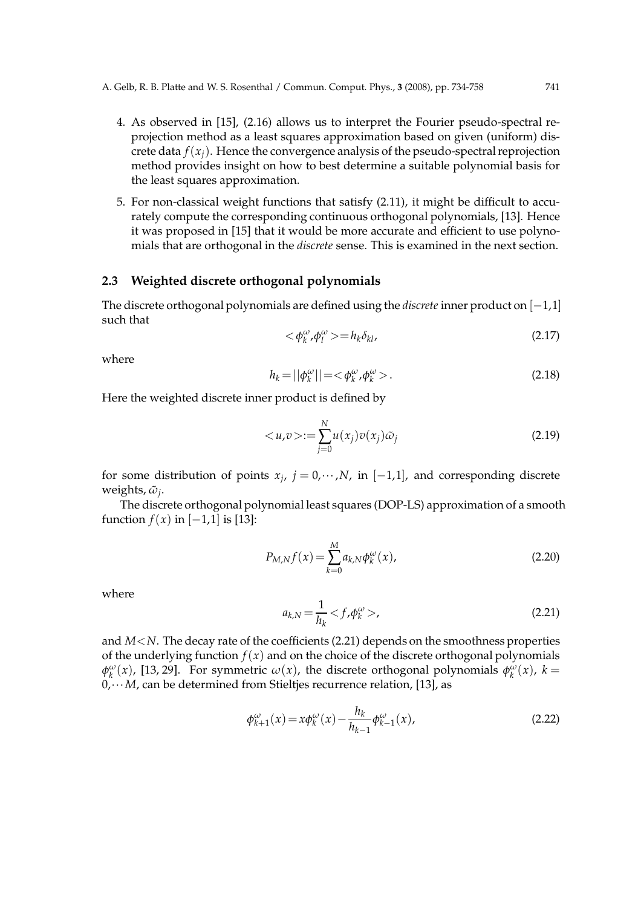4. As observed in [15], (2.16) allows us to interpret the Fourier pseudo-spectral reprojection method as a least squares approximation based on given (uniform) discrete data $f(x_j)$. Hence the convergence analysis of the pseudo-spectral reprojection method provides insight on how to best determine a suitable polynomial basis for the least squares approximation.

5. For non-classical weight functions that satisfy (2.11), it might be difficult to accurately compute the corresponding continuous orthogonal polynomials, [13]. Hence it was proposed in [15] that it would be more accurate and efficient to use polynomials that are orthogonal in the *discrete* sense. This is examined in the next section.

### 2.3 Weighted discrete orthogonal polynomials

The discrete orthogonal polynomials are defined using the *discrete* inner product on $[-1,1]$ such that

$$<\phi_k^\omega,\phi_l^\omega>=h_k\delta_{kl}, \tag{2.17}$$

where

$$h_k=||\phi_k^\omega||=<\phi_k^\omega,\phi_k^\omega>. \tag{2.18}$$

Here the weighted discrete inner product is defined by

$$<u,v>:=\sum_{j=0}^{N}u(x_j)v(x_j)\tilde{\omega}_j \tag{2.19}$$

for some distribution of points $x_j$, $j=0,\cdots,N$, in $[-1,1]$, and corresponding discrete weights, $\tilde{\omega}_j$.

The discrete orthogonal polynomial least squares (DOP-LS) approximation of a smooth function $f(x)$ in $[-1,1]$ is [13]:

$$P_{M,N}f(x)=\sum_{k=0}^{M}a_{k,N}\phi_k^\omega(x), \tag{2.20}$$

where

$$a_{k,N}=\frac{1}{h_k}<f,\phi_k^\omega>, \tag{2.21}$$

and $M<N$. The decay rate of the coefficients (2.21) depends on the smoothness properties of the underlying function $f(x)$ and on the choice of the discrete orthogonal polynomials $\phi_k^\omega(x)$, [13, 29]. For symmetric $\omega(x)$, the discrete orthogonal polynomials $\phi_k^\omega(x)$, $k=0,\cdots M$, can be determined from Stieltjes recurrence relation, [13], as

$$\phi_{k+1}^\omega(x)=x\phi_k^\omega(x)-\frac{h_k}{h_{k-1}}\phi_{k-1}^\omega(x), \tag{2.22}$$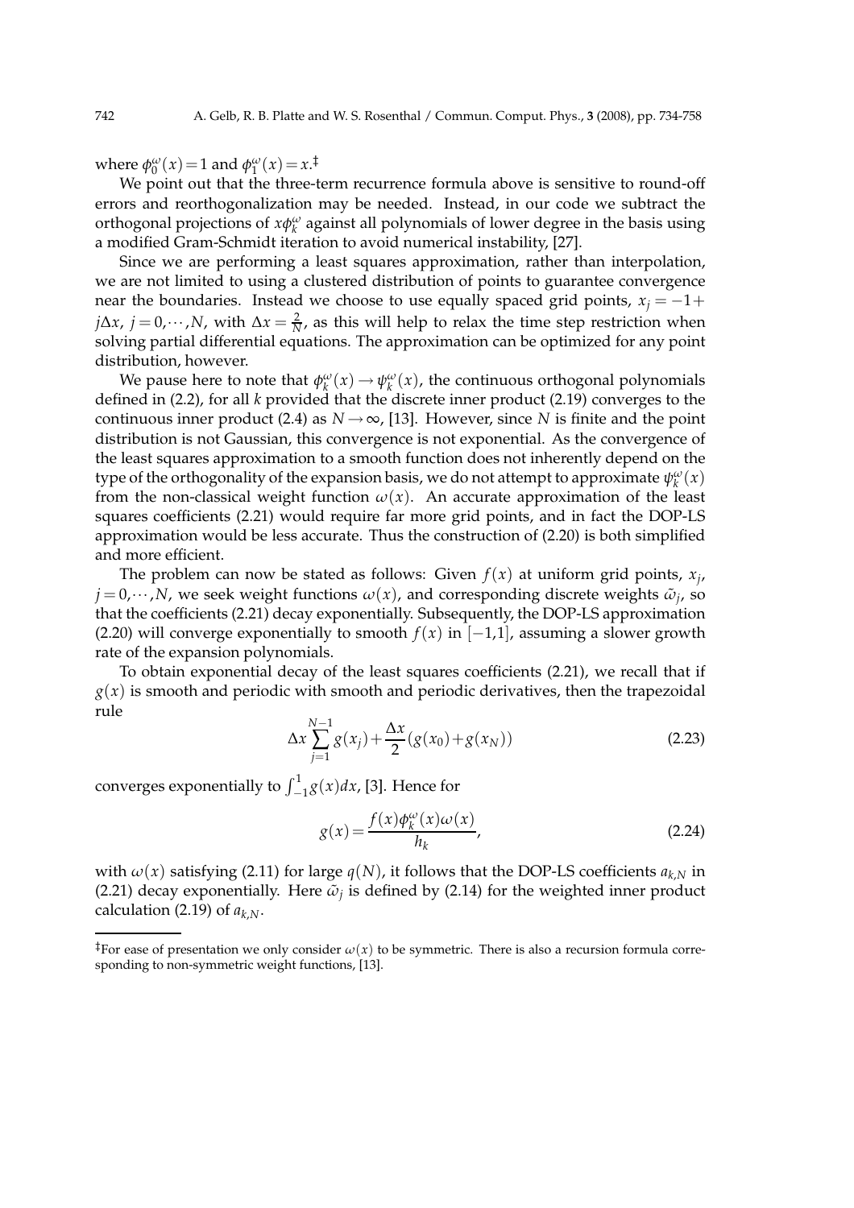where $\phi_0^\omega(x) = 1$ and $\phi_1^\omega(x) = x$.[‡]

We point out that the three-term recurrence formula above is sensitive to round-off errors and reorthogonalization may be needed. Instead, in our code we subtract the orthogonal projections of $x\phi_k^\omega$ against all polynomials of lower degree in the basis using a modified Gram-Schmidt iteration to avoid numerical instability, [27].

Since we are performing a least squares approximation, rather than interpolation, we are not limited to using a clustered distribution of points to guarantee convergence near the boundaries. Instead we choose to use equally spaced grid points, $x_j = -1 + j\Delta x$, $j = 0, \cdots, N$, with $\Delta x = \frac{2}{N}$, as this will help to relax the time step restriction when solving partial differential equations. The approximation can be optimized for any point distribution, however.

We pause here to note that $\phi_k^\omega(x) \to \psi_k^\omega(x)$, the continuous orthogonal polynomials defined in (2.2), for all $k$ provided that the discrete inner product (2.19) converges to the continuous inner product (2.4) as $N \to \infty$, [13]. However, since $N$ is finite and the point distribution is not Gaussian, this convergence is not exponential. As the convergence of the least squares approximation to a smooth function does not inherently depend on the type of the orthogonality of the expansion basis, we do not attempt to approximate $\psi_k^\omega(x)$ from the non-classical weight function $\omega(x)$. An accurate approximation of the least squares coefficients (2.21) would require far more grid points, and in fact the DOP-LS approximation would be less accurate. Thus the construction of (2.20) is both simplified and more efficient.

The problem can now be stated as follows: Given $f(x)$ at uniform grid points, $x_j$, $j = 0, \cdots, N$, we seek weight functions $\omega(x)$, and corresponding discrete weights $\tilde{\omega}_j$, so that the coefficients (2.21) decay exponentially. Subsequently, the DOP-LS approximation (2.20) will converge exponentially to smooth $f(x)$ in $[-1,1]$, assuming a slower growth rate of the expansion polynomials.

To obtain exponential decay of the least squares coefficients (2.21), we recall that if $g(x)$ is smooth and periodic with smooth and periodic derivatives, then the trapezoidal rule

$$\Delta x \sum_{j=1}^{N-1} g(x_j) + \frac{\Delta x}{2}(g(x_0) + g(x_N)) \tag{2.23}$$

converges exponentially to $\int_{-1}^{1} g(x)dx$, [3]. Hence for

$$g(x) = \frac{f(x)\phi_k^\omega(x)\omega(x)}{h_k}, \tag{2.24}$$

with $\omega(x)$ satisfying (2.11) for large $q(N)$, it follows that the DOP-LS coefficients $a_{k,N}$ in (2.21) decay exponentially. Here $\tilde{\omega}_j$ is defined by (2.14) for the weighted inner product calculation (2.19) of $a_{k,N}$.

---

[‡] For ease of presentation we only consider $\omega(x)$ to be symmetric. There is also a recursion formula corresponding to non-symmetric weight functions, [13].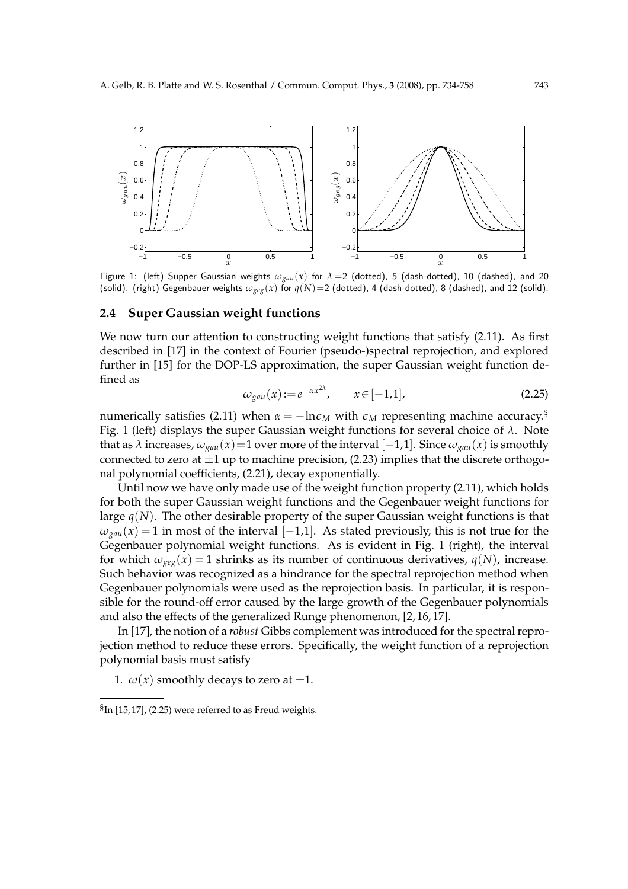Figure 1: (left) Supper Gaussian weights $\omega_{gau}(x)$ for $\lambda=2$ (dotted), 5 (dash-dotted), 10 (dashed), and 20 (solid). (right) Gegenbauer weights $\omega_{geg}(x)$ for $q(N)=2$ (dotted), 4 (dash-dotted), 8 (dashed), and 12 (solid).

### 2.4 Super Gaussian weight functions

We now turn our attention to constructing weight functions that satisfy (2.11). As first described in [17] in the context of Fourier (pseudo-)spectral reprojection, and explored further in [15] for the DOP-LS approximation, the super Gaussian weight function defined as

$$\omega_{gau}(x) := e^{-\alpha x^{2\lambda}}, \qquad x \in [-1,1], \tag{2.25}$$

numerically satisfies (2.11) when $\alpha = -\ln \epsilon_M$ with $\epsilon_M$ representing machine accuracy.[§] Fig. 1 (left) displays the super Gaussian weight functions for several choice of $\lambda$. Note that as $\lambda$ increases, $\omega_{gau}(x)=1$ over more of the interval $[-1,1]$. Since $\omega_{gau}(x)$ is smoothly connected to zero at $\pm 1$ up to machine precision, (2.23) implies that the discrete orthogonal polynomial coefficients, (2.21), decay exponentially.

Until now we have only made use of the weight function property (2.11), which holds for both the super Gaussian weight functions and the Gegenbauer weight functions for large $q(N)$. The other desirable property of the super Gaussian weight functions is that $\omega_{gau}(x)=1$ in most of the interval $[-1,1]$. As stated previously, this is not true for the Gegenbauer polynomial weight functions. As is evident in Fig. 1 (right), the interval for which $\omega_{geg}(x)=1$ shrinks as its number of continuous derivatives, $q(N)$, increase. Such behavior was recognized as a hindrance for the spectral reprojection method when Gegenbauer polynomials were used as the reprojection basis. In particular, it is responsible for the round-off error caused by the large growth of the Gegenbauer polynomials and also the effects of the generalized Runge phenomenon, [2, 16, 17].

In [17], the notion of a *robust* Gibbs complement was introduced for the spectral reprojection method to reduce these errors. Specifically, the weight function of a reprojection polynomial basis must satisfy

1. $\omega(x)$ smoothly decays to zero at $\pm 1$.

[§]In [15, 17], (2.25) were referred to as Freud weights.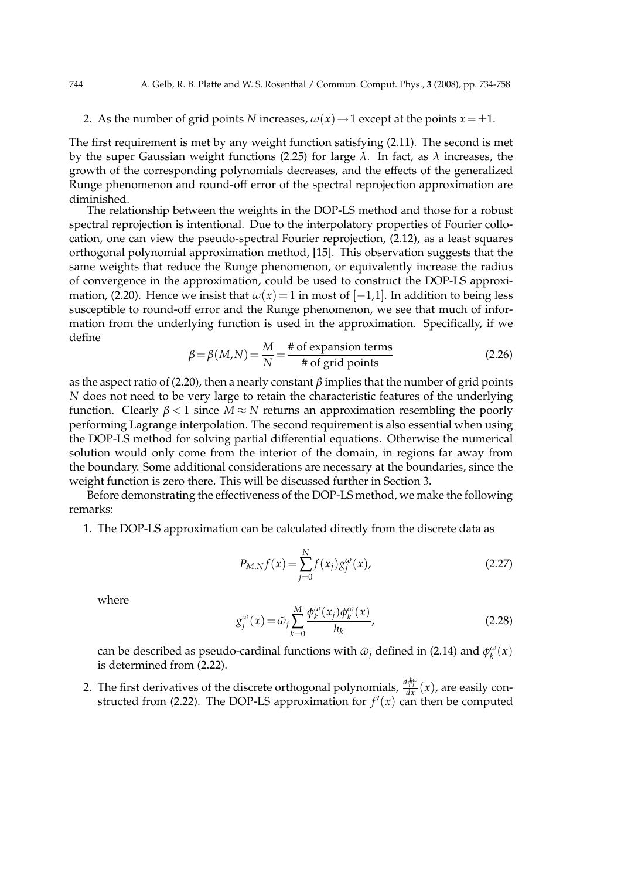2. As the number of grid points $N$ increases, $\omega(x) \to 1$ except at the points $x = \pm 1$.

The first requirement is met by any weight function satisfying (2.11). The second is met by the super Gaussian weight functions (2.25) for large $\lambda$. In fact, as $\lambda$ increases, the growth of the corresponding polynomials decreases, and the effects of the generalized Runge phenomenon and round-off error of the spectral reprojection approximation are diminished.

The relationship between the weights in the DOP-LS method and those for a robust spectral reprojection is intentional. Due to the interpolatory properties of Fourier collocation, one can view the pseudo-spectral Fourier reprojection, (2.12), as a least squares orthogonal polynomial approximation method, [15]. This observation suggests that the same weights that reduce the Runge phenomenon, or equivalently increase the radius of convergence in the approximation, could be used to construct the DOP-LS approximation, (2.20). Hence we insist that $\omega(x) = 1$ in most of $[-1,1]$. In addition to being less susceptible to round-off error and the Runge phenomenon, we see that much of information from the underlying function is used in the approximation. Specifically, if we define

$$\beta = \beta(M,N) = \frac{M}{N} = \frac{\text{\# of expansion terms}}{\text{\# of grid points}} \tag{2.26}$$

as the aspect ratio of (2.20), then a nearly constant $\beta$ implies that the number of grid points $N$ does not need to be very large to retain the characteristic features of the underlying function. Clearly $\beta < 1$ since $M \approx N$ returns an approximation resembling the poorly performing Lagrange interpolation. The second requirement is also essential when using the DOP-LS method for solving partial differential equations. Otherwise the numerical solution would only come from the interior of the domain, in regions far away from the boundary. Some additional considerations are necessary at the boundaries, since the weight function is zero there. This will be discussed further in Section 3.

Before demonstrating the effectiveness of the DOP-LS method, we make the following remarks:

1. The DOP-LS approximation can be calculated directly from the discrete data as

$$P_{M,N} f(x) = \sum_{j=0}^{N} f(x_j) g_j^{\omega}(x), \tag{2.27}$$

where

$$g_j^{\omega}(x) = \tilde{\omega}_j \sum_{k=0}^{M} \frac{\phi_k^{\omega}(x_j)\phi_k^{\omega}(x)}{h_k}, \tag{2.28}$$

can be described as pseudo-cardinal functions with $\tilde{\omega}_j$ defined in (2.14) and $\phi_k^{\omega}(x)$ is determined from (2.22).

2. The first derivatives of the discrete orthogonal polynomials, $\frac{d\hat{\phi}_l^{\omega}}{dx}(x)$, are easily constructed from (2.22). The DOP-LS approximation for $f'(x)$ can then be computed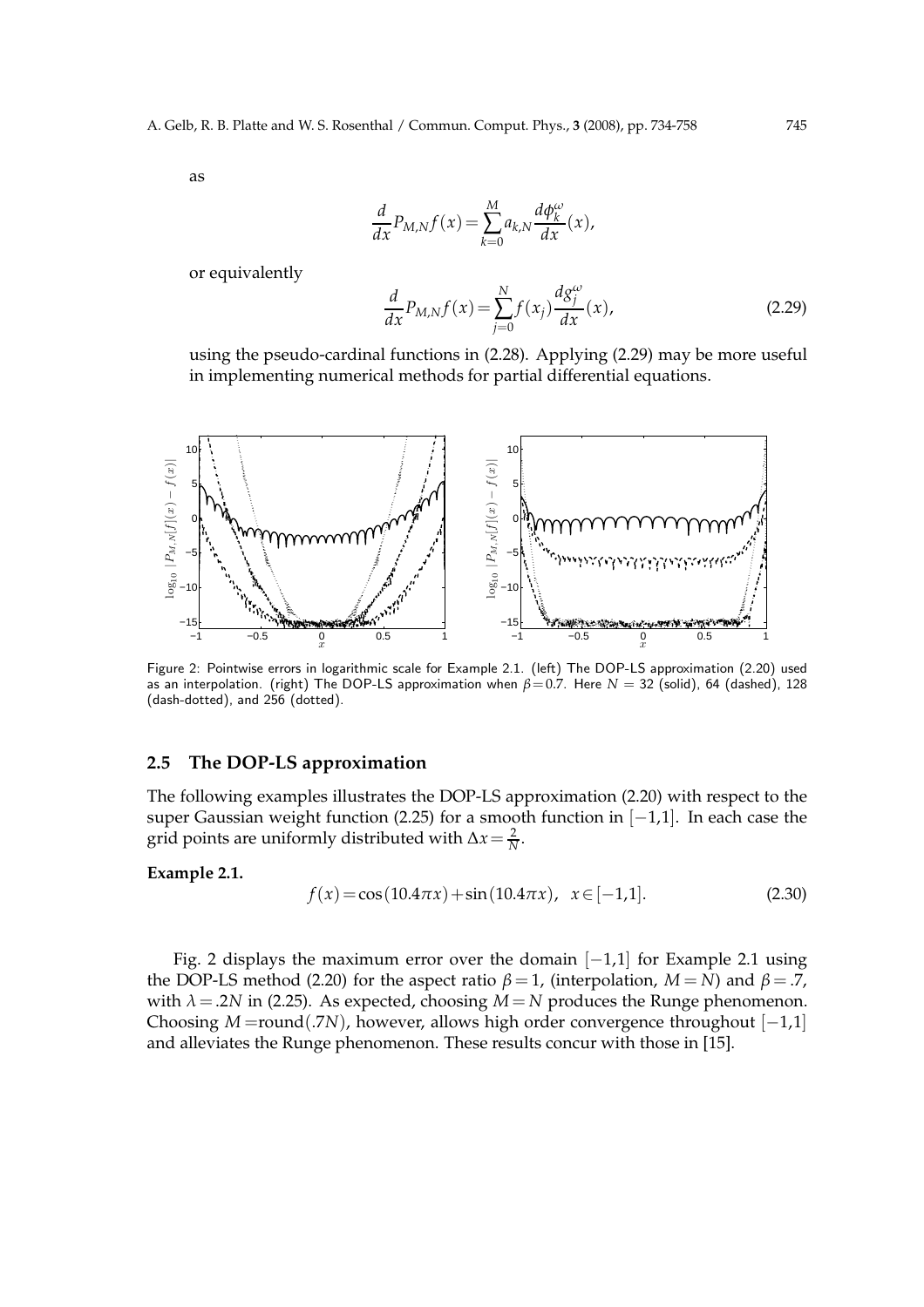as

$$\frac{d}{dx}P_{M,N}f(x) = \sum_{k=0}^{M} a_{k,N} \frac{d\phi_k^{\omega}}{dx}(x),$$

or equivalently

$$\frac{d}{dx}P_{M,N}f(x) = \sum_{j=0}^{N} f(x_j) \frac{dg_j^{\omega}}{dx}(x), \tag{2.29}$$

using the pseudo-cardinal functions in (2.28). Applying (2.29) may be more useful in implementing numerical methods for partial differential equations.

Figure 2: Pointwise errors in logarithmic scale for Example 2.1. (left) The DOP-LS approximation (2.20) used as an interpolation. (right) The DOP-LS approximation when $\beta = 0.7$. Here $N = 32$ (solid), 64 (dashed), 128 (dash-dotted), and 256 (dotted).

## 2.5 The DOP-LS approximation

The following examples illustrates the DOP-LS approximation (2.20) with respect to the super Gaussian weight function (2.25) for a smooth function in $[-1,1]$. In each case the grid points are uniformly distributed with $\Delta x = \frac{2}{N}$.

**Example 2.1.**

$$f(x) = \cos(10.4\pi x) + \sin(10.4\pi x), \quad x \in [-1,1]. \tag{2.30}$$

Fig. 2 displays the maximum error over the domain $[-1,1]$ for Example 2.1 using the DOP-LS method (2.20) for the aspect ratio $\beta = 1$, (interpolation, $M = N$) and $\beta = .7$, with $\lambda = .2N$ in (2.25). As expected, choosing $M = N$ produces the Runge phenomenon. Choosing $M = \text{round}(.7N)$, however, allows high order convergence throughout $[-1,1]$ and alleviates the Runge phenomenon. These results concur with those in [15].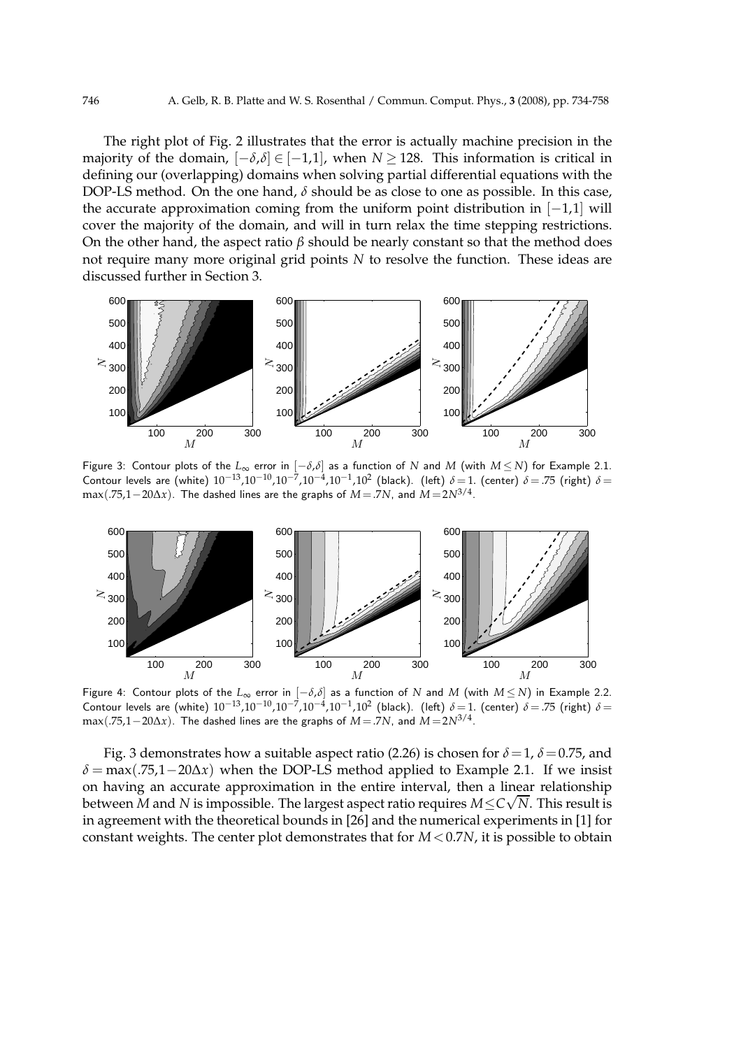The right plot of Fig. 2 illustrates that the error is actually machine precision in the majority of the domain, $[-\delta,\delta]\in[-1,1]$, when $N\geq 128$. This information is critical in defining our (overlapping) domains when solving partial differential equations with the DOP-LS method. On the one hand, $\delta$ should be as close to one as possible. In this case, the accurate approximation coming from the uniform point distribution in $[-1,1]$ will cover the majority of the domain, and will in turn relax the time stepping restrictions. On the other hand, the aspect ratio $\beta$ should be nearly constant so that the method does not require many more original grid points $N$ to resolve the function. These ideas are discussed further in Section 3.

Figure 3: Contour plots of the $L_\infty$ error in $[-\delta,\delta]$ as a function of $N$ and $M$ (with $M\leq N$) for Example 2.1. Contour levels are (white) $10^{-13},10^{-10},10^{-7},10^{-4},10^{-1},10^{2}$ (black). (left) $\delta=1$. (center) $\delta=.75$ (right) $\delta=\max(.75,1-20\Delta x)$. The dashed lines are the graphs of $M=.7N$, and $M=2N^{3/4}$.

Figure 4: Contour plots of the $L_\infty$ error in $[-\delta,\delta]$ as a function of $N$ and $M$ (with $M\leq N$) in Example 2.2. Contour levels are (white) $10^{-13},10^{-10},10^{-7},10^{-4},10^{-1},10^{2}$ (black). (left) $\delta=1$. (center) $\delta=.75$ (right) $\delta=\max(.75,1-20\Delta x)$. The dashed lines are the graphs of $M=.7N$, and $M=2N^{3/4}$.

Fig. 3 demonstrates how a suitable aspect ratio (2.26) is chosen for $\delta=1$, $\delta=0.75$, and $\delta=\max(.75,1-20\Delta x)$ when the DOP-LS method applied to Example 2.1. If we insist on having an accurate approximation in the entire interval, then a linear relationship between $M$ and $N$ is impossible. The largest aspect ratio requires $M\leq C\sqrt{N}$. This result is in agreement with the theoretical bounds in [26] and the numerical experiments in [1] for constant weights. The center plot demonstrates that for $M<0.7N$, it is possible to obtain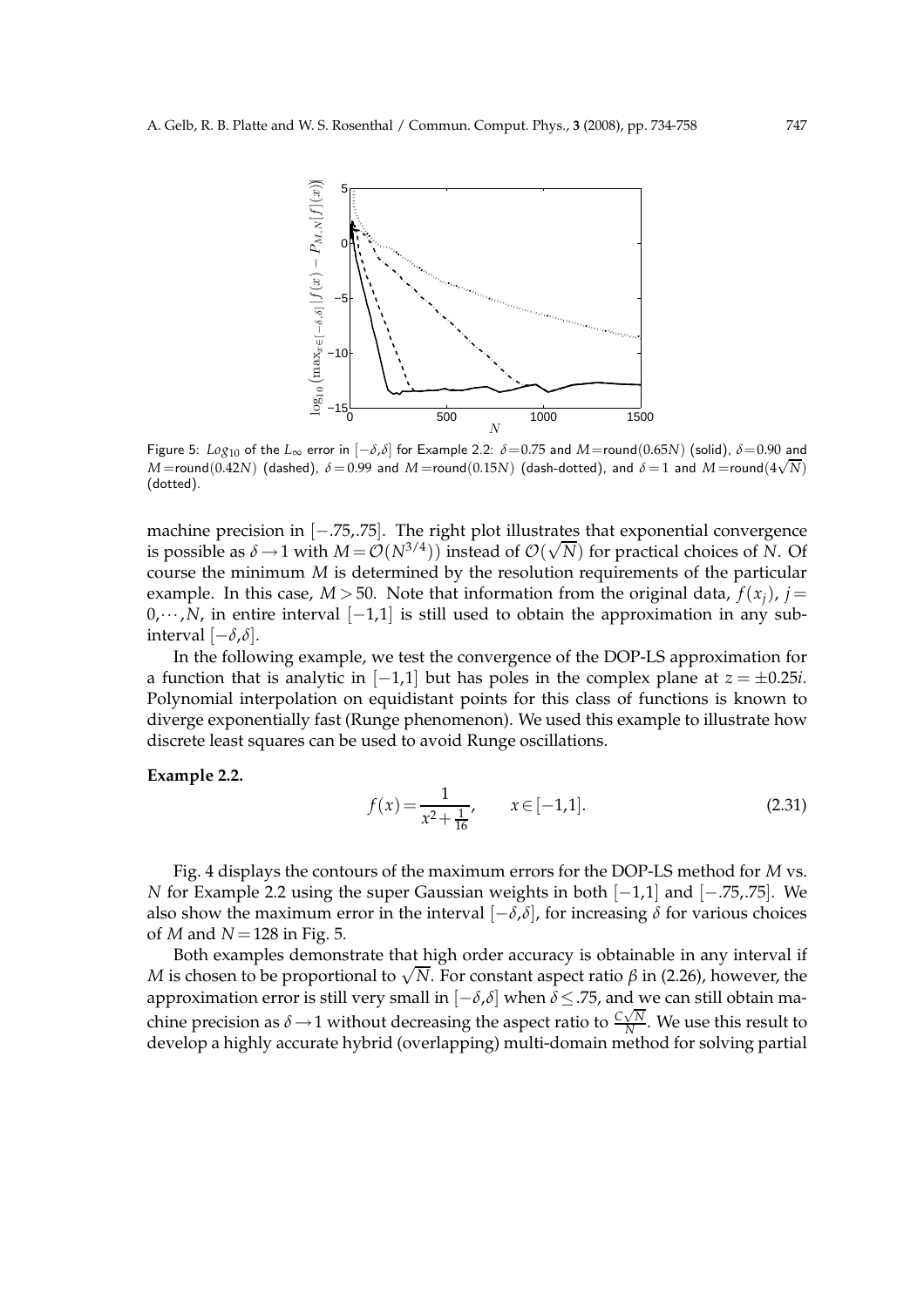Figure 5: $Log_{10}$ of the $L_\infty$ error in $[-\delta,\delta]$ for Example 2.2: $\delta=0.75$ and $M=\text{round}(0.65N)$ (solid), $\delta=0.90$ and $M=\text{round}(0.42N)$ (dashed), $\delta=0.99$ and $M=\text{round}(0.15N)$ (dash-dotted), and $\delta=1$ and $M=\text{round}(4\sqrt{N})$ (dotted).

machine precision in $[-.75,.75]$. The right plot illustrates that exponential convergence is possible as $\delta \to 1$ with $M=\mathcal{O}(N^{3/4})$ instead of $\mathcal{O}(\sqrt{N})$ for practical choices of $N$. Of course the minimum $M$ is determined by the resolution requirements of the particular example. In this case, $M>50$. Note that information from the original data, $f(x_j)$, $j=0,\cdots,N$, in entire interval $[-1,1]$ is still used to obtain the approximation in any sub-interval $[-\delta,\delta]$.

In the following example, we test the convergence of the DOP-LS approximation for a function that is analytic in $[-1,1]$ but has poles in the complex plane at $z=\pm 0.25i$. Polynomial interpolation on equidistant points for this class of functions is known to diverge exponentially fast (Runge phenomenon). We used this example to illustrate how discrete least squares can be used to avoid Runge oscillations.

**Example 2.2.**

$$f(x)=\frac{1}{x^2+\frac{1}{16}}, \qquad x\in[-1,1]. \tag{2.31}$$

Fig. 4 displays the contours of the maximum errors for the DOP-LS method for $M$ vs. $N$ for Example 2.2 using the super Gaussian weights in both $[-1,1]$ and $[-.75,.75]$. We also show the maximum error in the interval $[-\delta,\delta]$, for increasing $\delta$ for various choices of $M$ and $N=128$ in Fig. 5.

Both examples demonstrate that high order accuracy is obtainable in any interval if $M$ is chosen to be proportional to $\sqrt{N}$. For constant aspect ratio $\beta$ in (2.26), however, the approximation error is still very small in $[-\delta,\delta]$ when $\delta\le .75$, and we can still obtain machine precision as $\delta\to 1$ without decreasing the aspect ratio to $\frac{C\sqrt{N}}{N}$. We use this result to develop a highly accurate hybrid (overlapping) multi-domain method for solving partial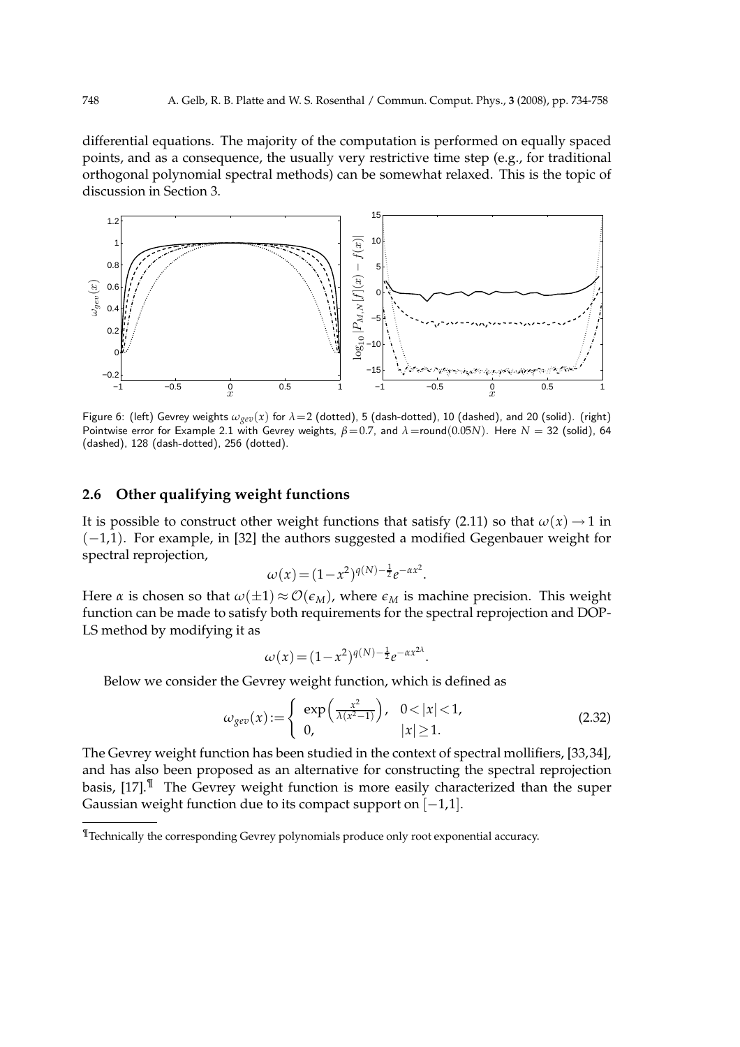differential equations. The majority of the computation is performed on equally spaced points, and as a consequence, the usually very restrictive time step (e.g., for traditional orthogonal polynomial spectral methods) can be somewhat relaxed. This is the topic of discussion in Section 3.

Figure 6: (left) Gevrey weights $\omega_{gev}(x)$ for $\lambda=2$ (dotted), 5 (dash-dotted), 10 (dashed), and 20 (solid). (right) Pointwise error for Example 2.1 with Gevrey weights, $\beta=0.7$, and $\lambda=\text{round}(0.05N)$. Here $N=32$ (solid), 64 (dashed), 128 (dash-dotted), 256 (dotted).

## 2.6 Other qualifying weight functions

It is possible to construct other weight functions that satisfy (2.11) so that $\omega(x)\to 1$ in $(-1,1)$. For example, in [32] the authors suggested a modified Gegenbauer weight for spectral reprojection,

$$\omega(x)=(1-x^2)^{q(N)-\frac{1}{2}}e^{-\alpha x^2}.$$

Here $\alpha$ is chosen so that $\omega(\pm 1)\approx\mathcal{O}(\epsilon_M)$, where $\epsilon_M$ is machine precision. This weight function can be made to satisfy both requirements for the spectral reprojection and DOP-LS method by modifying it as

$$\omega(x)=(1-x^2)^{q(N)-\frac{1}{2}}e^{-\alpha x^{2\lambda}}.$$

Below we consider the Gevrey weight function, which is defined as

$$\omega_{gev}(x):=\begin{cases}\exp\left(\frac{x^2}{\lambda(x^2-1)}\right), & 0<|x|<1,\\ 0, & |x|\geq 1.\end{cases} \tag{2.32}$$

The Gevrey weight function has been studied in the context of spectral mollifiers, [33,34], and has also been proposed as an alternative for constructing the spectral reprojection basis, [17].[¶] The Gevrey weight function is more easily characterized than the super Gaussian weight function due to its compact support on $[-1,1]$.

[¶]Technically the corresponding Gevrey polynomials produce only root exponential accuracy.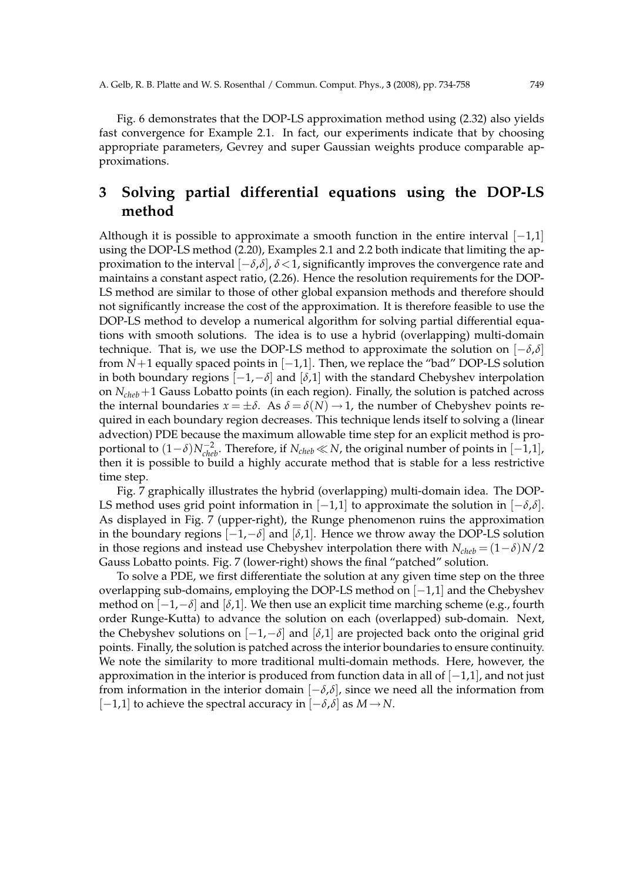Fig. 6 demonstrates that the DOP-LS approximation method using (2.32) also yields fast convergence for Example 2.1. In fact, our experiments indicate that by choosing appropriate parameters, Gevrey and super Gaussian weights produce comparable approximations.

## 3 Solving partial differential equations using the DOP-LS method

Although it is possible to approximate a smooth function in the entire interval $[-1,1]$ using the DOP-LS method (2.20), Examples 2.1 and 2.2 both indicate that limiting the approximation to the interval $[-\delta,\delta]$, $\delta<1$, significantly improves the convergence rate and maintains a constant aspect ratio, (2.26). Hence the resolution requirements for the DOP-LS method are similar to those of other global expansion methods and therefore should not significantly increase the cost of the approximation. It is therefore feasible to use the DOP-LS method to develop a numerical algorithm for solving partial differential equations with smooth solutions. The idea is to use a hybrid (overlapping) multi-domain technique. That is, we use the DOP-LS method to approximate the solution on $[-\delta,\delta]$ from $N+1$ equally spaced points in $[-1,1]$. Then, we replace the "bad" DOP-LS solution in both boundary regions $[-1,-\delta]$ and $[\delta,1]$ with the standard Chebyshev interpolation on $N_{cheb}+1$ Gauss Lobatto points (in each region). Finally, the solution is patched across the internal boundaries $x=\pm\delta$. As $\delta=\delta(N)\to 1$, the number of Chebyshev points required in each boundary region decreases. This technique lends itself to solving a (linear advection) PDE because the maximum allowable time step for an explicit method is proportional to $(1-\delta)N_{cheb}^{-2}$. Therefore, if $N_{cheb}\ll N$, the original number of points in $[-1,1]$, then it is possible to build a highly accurate method that is stable for a less restrictive time step.

Fig. 7 graphically illustrates the hybrid (overlapping) multi-domain idea. The DOP-LS method uses grid point information in $[-1,1]$ to approximate the solution in $[-\delta,\delta]$. As displayed in Fig. 7 (upper-right), the Runge phenomenon ruins the approximation in the boundary regions $[-1,-\delta]$ and $[\delta,1]$. Hence we throw away the DOP-LS solution in those regions and instead use Chebyshev interpolation there with $N_{cheb}=(1-\delta)N/2$ Gauss Lobatto points. Fig. 7 (lower-right) shows the final "patched" solution.

To solve a PDE, we first differentiate the solution at any given time step on the three overlapping sub-domains, employing the DOP-LS method on $[-1,1]$ and the Chebyshev method on $[-1,-\delta]$ and $[\delta,1]$. We then use an explicit time marching scheme (e.g., fourth order Runge-Kutta) to advance the solution on each (overlapped) sub-domain. Next, the Chebyshev solutions on $[-1,-\delta]$ and $[\delta,1]$ are projected back onto the original grid points. Finally, the solution is patched across the interior boundaries to ensure continuity. We note the similarity to more traditional multi-domain methods. Here, however, the approximation in the interior is produced from function data in all of $[-1,1]$, and not just from information in the interior domain $[-\delta,\delta]$, since we need all the information from $[-1,1]$ to achieve the spectral accuracy in $[-\delta,\delta]$ as $M\to N$.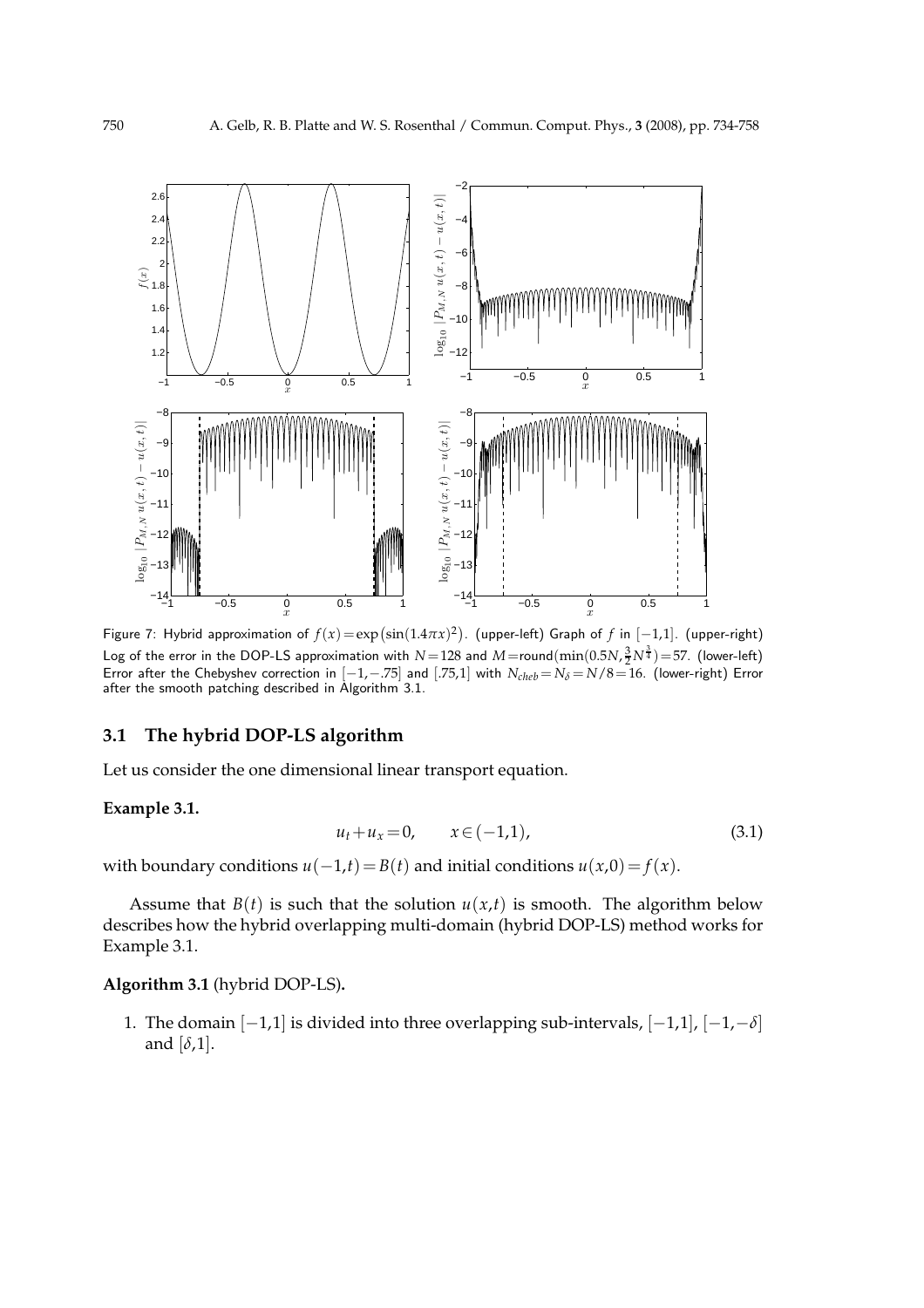Figure 7: Hybrid approximation of $f(x) = \exp(\sin(1.4\pi x)^2)$. (upper-left) Graph of $f$ in $[-1,1]$. (upper-right) Log of the error in the DOP-LS approximation with $N = 128$ and $M = \text{round}(\min(0.5N, \frac{3}{2}N^{\frac{3}{4}}) = 57$. (lower-left) Error after the Chebyshev correction in $[-1,-.75]$ and $[.75,1]$ with $N_{cheb} = N_\delta = N/8 = 16$. (lower-right) Error after the smooth patching described in Algorithm 3.1.

## 3.1 The hybrid DOP-LS algorithm

Let us consider the one dimensional linear transport equation.

**Example 3.1.**

$$u_t + u_x = 0, \qquad x \in (-1,1), \tag{3.1}$$

with boundary conditions $u(-1,t) = B(t)$ and initial conditions $u(x,0) = f(x)$.

Assume that $B(t)$ is such that the solution $u(x,t)$ is smooth. The algorithm below describes how the hybrid overlapping multi-domain (hybrid DOP-LS) method works for Example 3.1.

**Algorithm 3.1** (hybrid DOP-LS)**.**

1. The domain $[-1,1]$ is divided into three overlapping sub-intervals, $[-1,1]$, $[-1,-\delta]$ and $[\delta,1]$.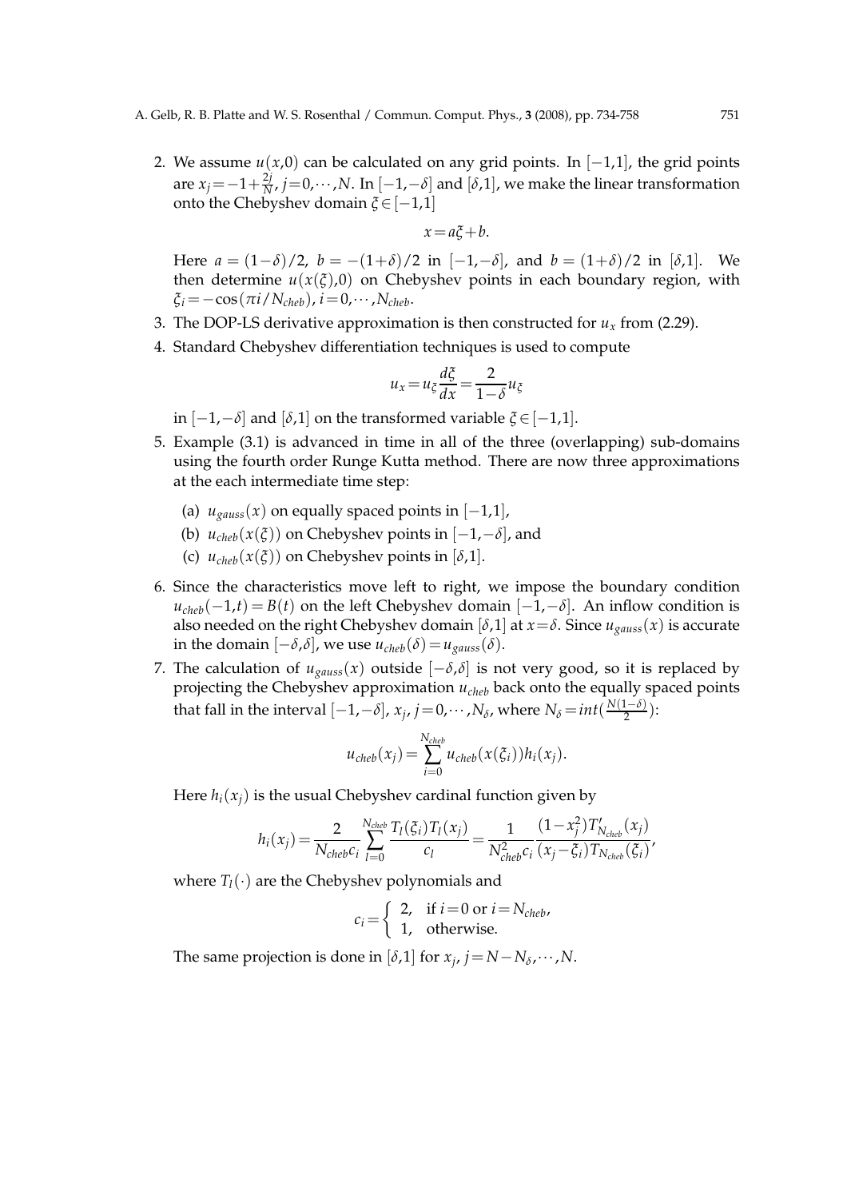2. We assume $u(x,0)$ can be calculated on any grid points. In $[-1,1]$, the grid points are $x_j = -1 + \frac{2j}{N}$, $j = 0, \cdots, N$. In $[-1,-\delta]$ and $[\delta,1]$, we make the linear transformation onto the Chebyshev domain $\xi \in [-1,1]$

$$x = a\xi + b.$$

Here $a = (1-\delta)/2$, $b = -(1+\delta)/2$ in $[-1,-\delta]$, and $b = (1+\delta)/2$ in $[\delta,1]$. We then determine $u(x(\xi),0)$ on Chebyshev points in each boundary region, with $\xi_i = -\cos(\pi i / N_{cheb})$, $i = 0, \cdots, N_{cheb}$.

3. The DOP-LS derivative approximation is then constructed for $u_x$ from (2.29).

4. Standard Chebyshev differentiation techniques is used to compute

$$u_x = u_\xi \frac{d\xi}{dx} = \frac{2}{1-\delta} u_\xi$$

in $[-1,-\delta]$ and $[\delta,1]$ on the transformed variable $\xi \in [-1,1]$.

5. Example (3.1) is advanced in time in all of the three (overlapping) sub-domains using the fourth order Runge Kutta method. There are now three approximations at the each intermediate time step:

   (a) $u_{gauss}(x)$ on equally spaced points in $[-1,1]$,

   (b) $u_{cheb}(x(\xi))$ on Chebyshev points in $[-1,-\delta]$, and

   (c) $u_{cheb}(x(\xi))$ on Chebyshev points in $[\delta,1]$.

6. Since the characteristics move left to right, we impose the boundary condition $u_{cheb}(-1,t) = B(t)$ on the left Chebyshev domain $[-1,-\delta]$. An inflow condition is also needed on the right Chebyshev domain $[\delta,1]$ at $x = \delta$. Since $u_{gauss}(x)$ is accurate in the domain $[-\delta,\delta]$, we use $u_{cheb}(\delta) = u_{gauss}(\delta)$.

7. The calculation of $u_{gauss}(x)$ outside $[-\delta,\delta]$ is not very good, so it is replaced by projecting the Chebyshev approximation $u_{cheb}$ back onto the equally spaced points that fall in the interval $[-1,-\delta]$, $x_j$, $j = 0, \cdots, N_\delta$, where $N_\delta = int(\frac{N(1-\delta)}{2})$:

$$u_{cheb}(x_j) = \sum_{i=0}^{N_{cheb}} u_{cheb}(x(\xi_i)) h_i(x_j).$$

Here $h_i(x_j)$ is the usual Chebyshev cardinal function given by

$$h_i(x_j) = \frac{2}{N_{cheb} c_i} \sum_{l=0}^{N_{cheb}} \frac{T_l(\xi_i) T_l(x_j)}{c_l} = \frac{1}{N_{cheb}^2 c_i} \frac{(1-x_j^2) T'_{N_{cheb}}(x_j)}{(x_j - \xi_i) T_{N_{cheb}}(\xi_i)},$$

where $T_l(\cdot)$ are the Chebyshev polynomials and

$$c_i = \begin{cases} 2, & \text{if } i = 0 \text{ or } i = N_{cheb}, \\ 1, & \text{otherwise.} \end{cases}$$

The same projection is done in $[\delta,1]$ for $x_j$, $j = N - N_\delta, \cdots, N$.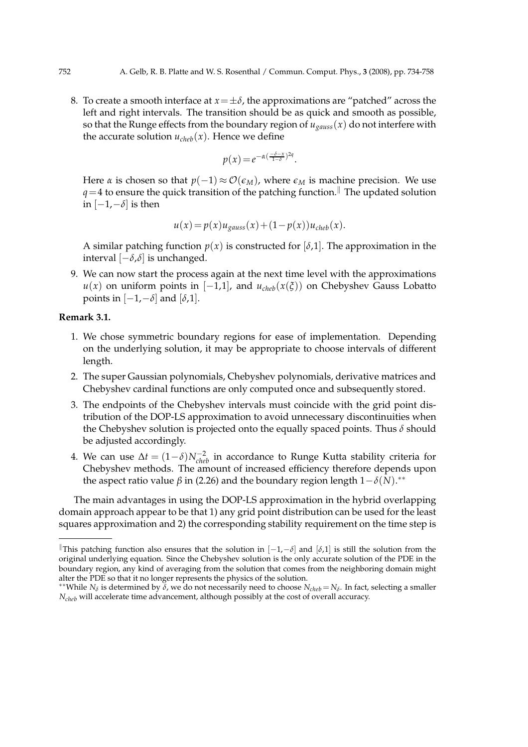8. To create a smooth interface at $x=\pm\delta$, the approximations are "patched" across the left and right intervals. The transition should be as quick and smooth as possible, so that the Runge effects from the boundary region of $u_{gauss}(x)$ do not interfere with the accurate solution $u_{cheb}(x)$. Hence we define

$$p(x)=e^{-\alpha\left(\frac{-\delta-x}{1-\delta}\right)^{2q}}.$$

Here $\alpha$ is chosen so that $p(-1)\approx\mathcal{O}(\epsilon_M)$, where $\epsilon_M$ is machine precision. We use $q=4$ to ensure the quick transition of the patching function.[‖] The updated solution in $[-1,-\delta]$ is then

$$u(x)=p(x)u_{gauss}(x)+(1-p(x))u_{cheb}(x).$$

A similar patching function $p(x)$ is constructed for $[\delta,1]$. The approximation in the interval $[-\delta,\delta]$ is unchanged.

9. We can now start the process again at the next time level with the approximations $u(x)$ on uniform points in $[-1,1]$, and $u_{cheb}(x(\xi))$ on Chebyshev Gauss Lobatto points in $[-1,-\delta]$ and $[\delta,1]$.

**Remark 3.1.**

1. We chose symmetric boundary regions for ease of implementation. Depending on the underlying solution, it may be appropriate to choose intervals of different length.
2. The super Gaussian polynomials, Chebyshev polynomials, derivative matrices and Chebyshev cardinal functions are only computed once and subsequently stored.
3. The endpoints of the Chebyshev intervals must coincide with the grid point distribution of the DOP-LS approximation to avoid unnecessary discontinuities when the Chebyshev solution is projected onto the equally spaced points. Thus $\delta$ should be adjusted accordingly.
4. We can use $\Delta t=(1-\delta)N_{cheb}^{-2}$ in accordance to Runge Kutta stability criteria for Chebyshev methods. The amount of increased efficiency therefore depends upon the aspect ratio value $\beta$ in (2.26) and the boundary region length $1-\delta(N)$.[**]

The main advantages in using the DOP-LS approximation in the hybrid overlapping domain approach appear to be that 1) any grid point distribution can be used for the least squares approximation and 2) the corresponding stability requirement on the time step is

---

[‖] This patching function also ensures that the solution in $[-1,-\delta]$ and $[\delta,1]$ is still the solution from the original underlying equation. Since the Chebyshev solution is the only accurate solution of the PDE in the boundary region, any kind of averaging from the solution that comes from the neighboring domain might alter the PDE so that it no longer represents the physics of the solution.

[**] While $N_\delta$ is determined by $\delta$, we do not necessarily need to choose $N_{cheb}=N_\delta$. In fact, selecting a smaller $N_{cheb}$ will accelerate time advancement, although possibly at the cost of overall accuracy.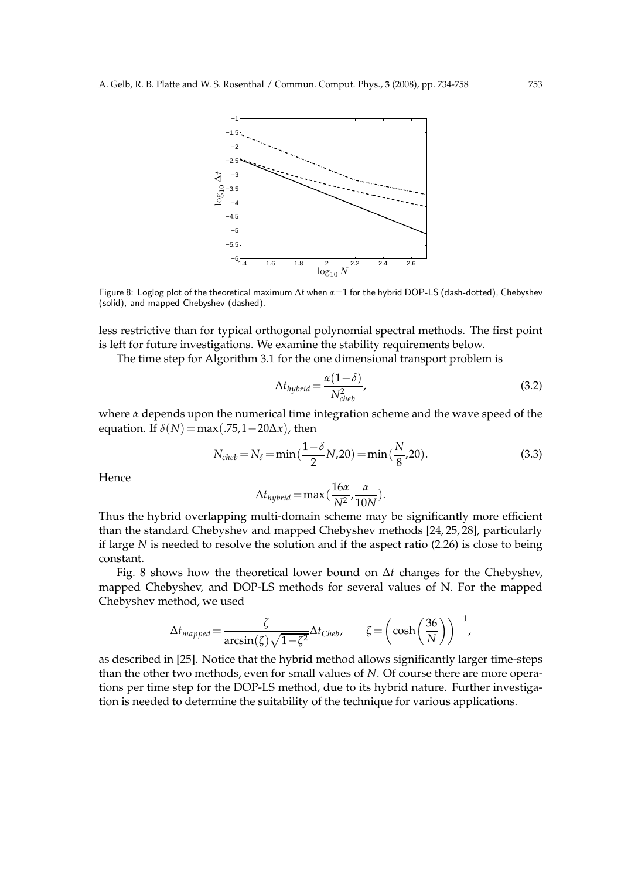Figure 8: Loglog plot of the theoretical maximum $\Delta t$ when $\alpha=1$ for the hybrid DOP-LS (dash-dotted), Chebyshev (solid), and mapped Chebyshev (dashed).

less restrictive than for typical orthogonal polynomial spectral methods. The first point is left for future investigations. We examine the stability requirements below.

The time step for Algorithm 3.1 for the one dimensional transport problem is

$$\Delta t_{hybrid} = \frac{\alpha(1-\delta)}{N_{cheb}^2}, \tag{3.2}$$

where $\alpha$ depends upon the numerical time integration scheme and the wave speed of the equation. If $\delta(N) = \max(.75, 1-20\Delta x)$, then

$$N_{cheb} = N_\delta = \min\left(\frac{1-\delta}{2}N, 20\right) = \min\left(\frac{N}{8}, 20\right). \tag{3.3}$$

Hence

$$\Delta t_{hybrid} = \max\left(\frac{16\alpha}{N^2}, \frac{\alpha}{10N}\right).$$

Thus the hybrid overlapping multi-domain scheme may be significantly more efficient than the standard Chebyshev and mapped Chebyshev methods [24, 25, 28], particularly if large $N$ is needed to resolve the solution and if the aspect ratio (2.26) is close to being constant.

Fig. 8 shows how the theoretical lower bound on $\Delta t$ changes for the Chebyshev, mapped Chebyshev, and DOP-LS methods for several values of N. For the mapped Chebyshev method, we used

$$\Delta t_{mapped} = \frac{\zeta}{\arcsin(\zeta)\sqrt{1-\zeta^2}} \Delta t_{Cheb}, \qquad \zeta = \left(\cosh\left(\frac{36}{N}\right)\right)^{-1},$$

as described in [25]. Notice that the hybrid method allows significantly larger time-steps than the other two methods, even for small values of $N$. Of course there are more operations per time step for the DOP-LS method, due to its hybrid nature. Further investigation is needed to determine the suitability of the technique for various applications.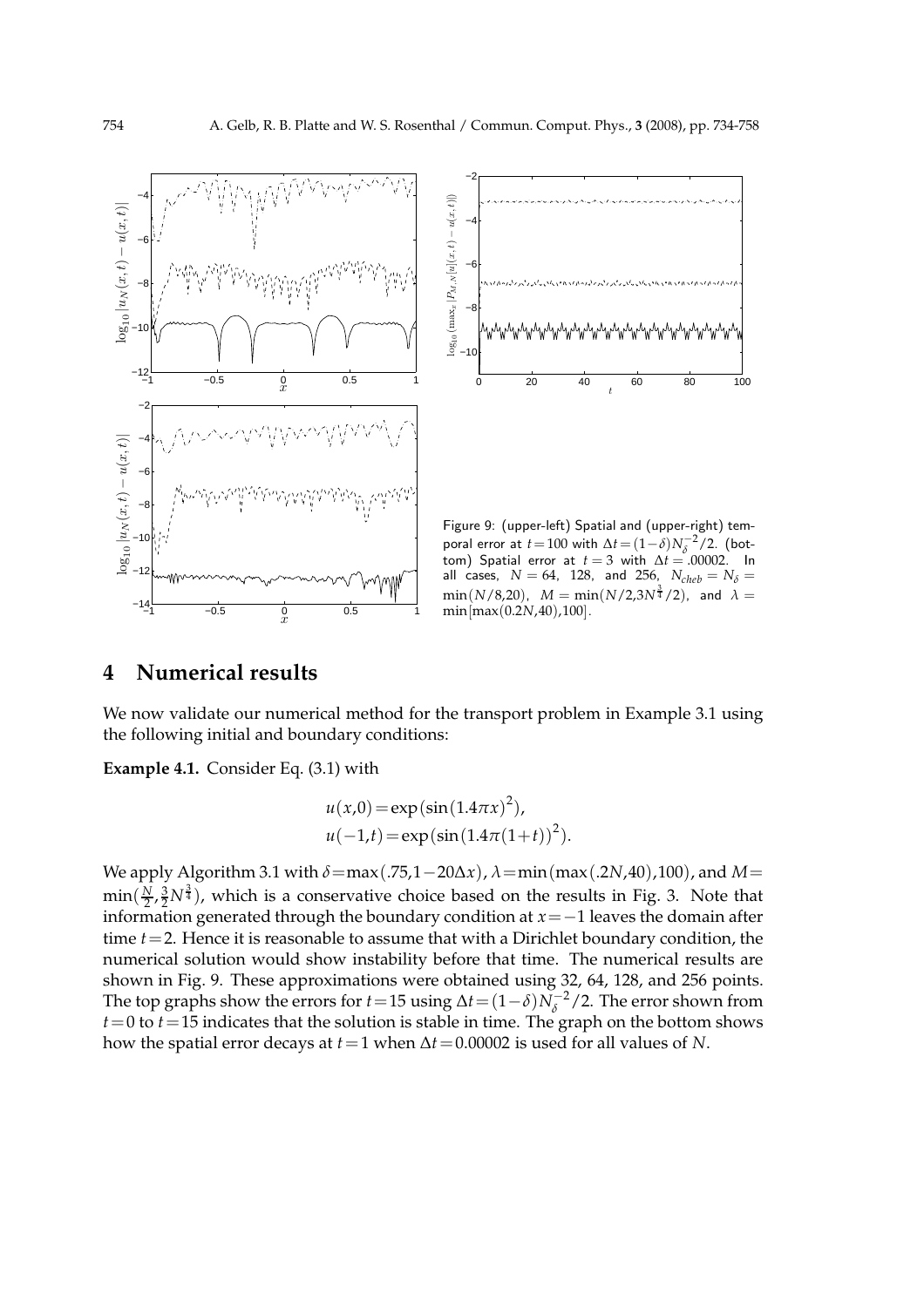Figure 9: (upper-left) Spatial and (upper-right) temporal error at $t=100$ with $\Delta t=(1-\delta)N_\delta^{-2}/2$. (bottom) Spatial error at $t=3$ with $\Delta t=.00002$. In all cases, $N=64$, 128, and 256, $N_{cheb}=N_\delta=\min(N/8,20)$, $M=\min(N/2,3N^{\frac{3}{4}}/2)$, and $\lambda=\min[\max(0.2N,40),100]$.

# 4 Numerical results

We now validate our numerical method for the transport problem in Example 3.1 using the following initial and boundary conditions:

**Example 4.1.** Consider Eq. (3.1) with

$$u(x,0)=\exp\left(\sin(1.4\pi x)^2\right),$$
$$u(-1,t)=\exp\left(\sin(1.4\pi(1+t))^2\right).$$

We apply Algorithm 3.1 with $\delta=\max(.75,1-20\Delta x)$, $\lambda=\min(\max(.2N,40),100)$, and $M=\min(\frac{N}{2},\frac{3}{2}N^{\frac{3}{4}})$, which is a conservative choice based on the results in Fig. 3. Note that information generated through the boundary condition at $x=-1$ leaves the domain after time $t=2$. Hence it is reasonable to assume that with a Dirichlet boundary condition, the numerical solution would show instability before that time. The numerical results are shown in Fig. 9. These approximations were obtained using 32, 64, 128, and 256 points. The top graphs show the errors for $t=15$ using $\Delta t=(1-\delta)N_\delta^{-2}/2$. The error shown from $t=0$ to $t=15$ indicates that the solution is stable in time. The graph on the bottom shows how the spatial error decays at $t=1$ when $\Delta t=0.00002$ is used for all values of $N$.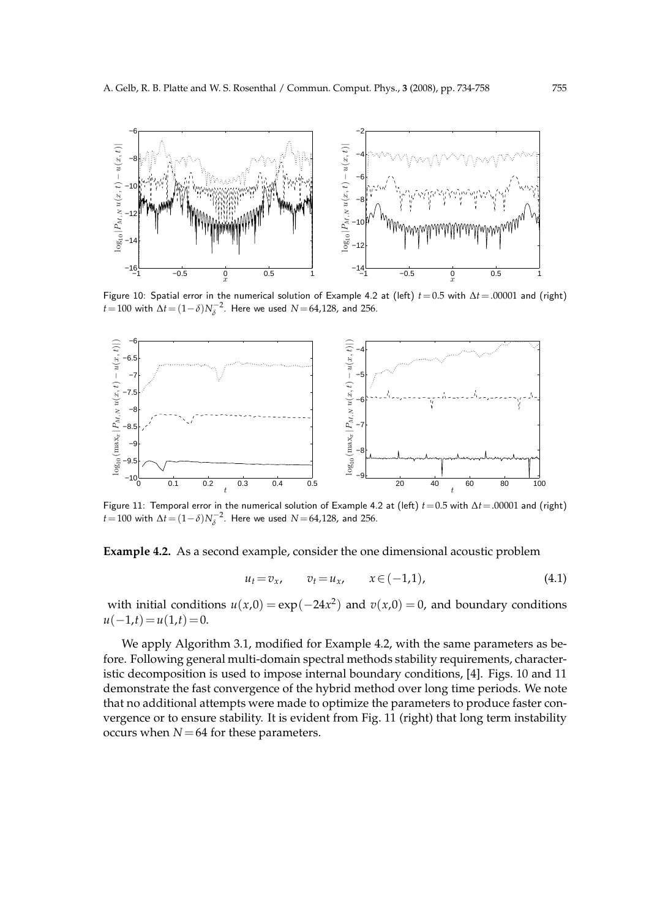Figure 10: Spatial error in the numerical solution of Example 4.2 at (left) $t=0.5$ with $\Delta t=.00001$ and (right) $t=100$ with $\Delta t=(1-\delta)N_\delta^{-2}$. Here we used $N=64$,128, and 256.

Figure 11: Temporal error in the numerical solution of Example 4.2 at (left) $t=0.5$ with $\Delta t=.00001$ and (right) $t=100$ with $\Delta t=(1-\delta)N_\delta^{-2}$. Here we used $N=64$,128, and 256.

**Example 4.2.** As a second example, consider the one dimensional acoustic problem

$$u_t = v_x, \qquad v_t = u_x, \qquad x \in (-1,1), \tag{4.1}$$

with initial conditions $u(x,0)=\exp(-24x^2)$ and $v(x,0)=0$, and boundary conditions $u(-1,t)=u(1,t)=0$.

We apply Algorithm 3.1, modified for Example 4.2, with the same parameters as before. Following general multi-domain spectral methods stability requirements, characteristic decomposition is used to impose internal boundary conditions, [4]. Figs. 10 and 11 demonstrate the fast convergence of the hybrid method over long time periods. We note that no additional attempts were made to optimize the parameters to produce faster convergence or to ensure stability. It is evident from Fig. 11 (right) that long term instability occurs when $N=64$ for these parameters.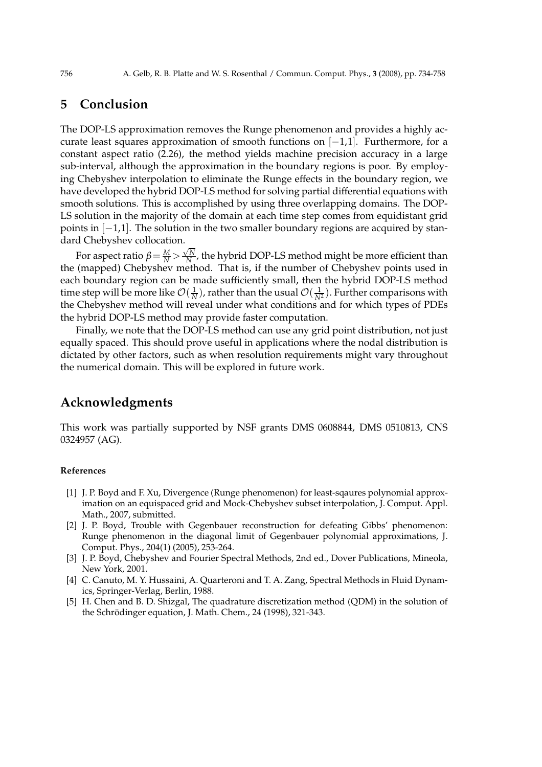## 5 Conclusion

The DOP-LS approximation removes the Runge phenomenon and provides a highly accurate least squares approximation of smooth functions on $[-1,1]$. Furthermore, for a constant aspect ratio (2.26), the method yields machine precision accuracy in a large sub-interval, although the approximation in the boundary regions is poor. By employing Chebyshev interpolation to eliminate the Runge effects in the boundary region, we have developed the hybrid DOP-LS method for solving partial differential equations with smooth solutions. This is accomplished by using three overlapping domains. The DOP-LS solution in the majority of the domain at each time step comes from equidistant grid points in $[-1,1]$. The solution in the two smaller boundary regions are acquired by standard Chebyshev collocation.

For aspect ratio $\beta = \frac{M}{N} > \frac{\sqrt{N}}{N}$, the hybrid DOP-LS method might be more efficient than the (mapped) Chebyshev method. That is, if the number of Chebyshev points used in each boundary region can be made sufficiently small, then the hybrid DOP-LS method time step will be more like $\mathcal{O}(\frac{1}{N})$, rather than the usual $\mathcal{O}(\frac{1}{N^2})$. Further comparisons with the Chebyshev method will reveal under what conditions and for which types of PDEs the hybrid DOP-LS method may provide faster computation.

Finally, we note that the DOP-LS method can use any grid point distribution, not just equally spaced. This should prove useful in applications where the nodal distribution is dictated by other factors, such as when resolution requirements might vary throughout the numerical domain. This will be explored in future work.

## Acknowledgments

This work was partially supported by NSF grants DMS 0608844, DMS 0510813, CNS 0324957 (AG).

### References

[1] J. P. Boyd and F. Xu, Divergence (Runge phenomenon) for least-sqaures polynomial approximation on an equispaced grid and Mock-Chebyshev subset interpolation, J. Comput. Appl. Math., 2007, submitted.

[2] J. P. Boyd, Trouble with Gegenbauer reconstruction for defeating Gibbs' phenomenon: Runge phenomenon in the diagonal limit of Gegenbauer polynomial approximations, J. Comput. Phys., 204(1) (2005), 253-264.

[3] J. P. Boyd, Chebyshev and Fourier Spectral Methods, 2nd ed., Dover Publications, Mineola, New York, 2001.

[4] C. Canuto, M. Y. Hussaini, A. Quarteroni and T. A. Zang, Spectral Methods in Fluid Dynamics, Springer-Verlag, Berlin, 1988.

[5] H. Chen and B. D. Shizgal, The quadrature discretization method (QDM) in the solution of the Schrödinger equation, J. Math. Chem., 24 (1998), 321-343.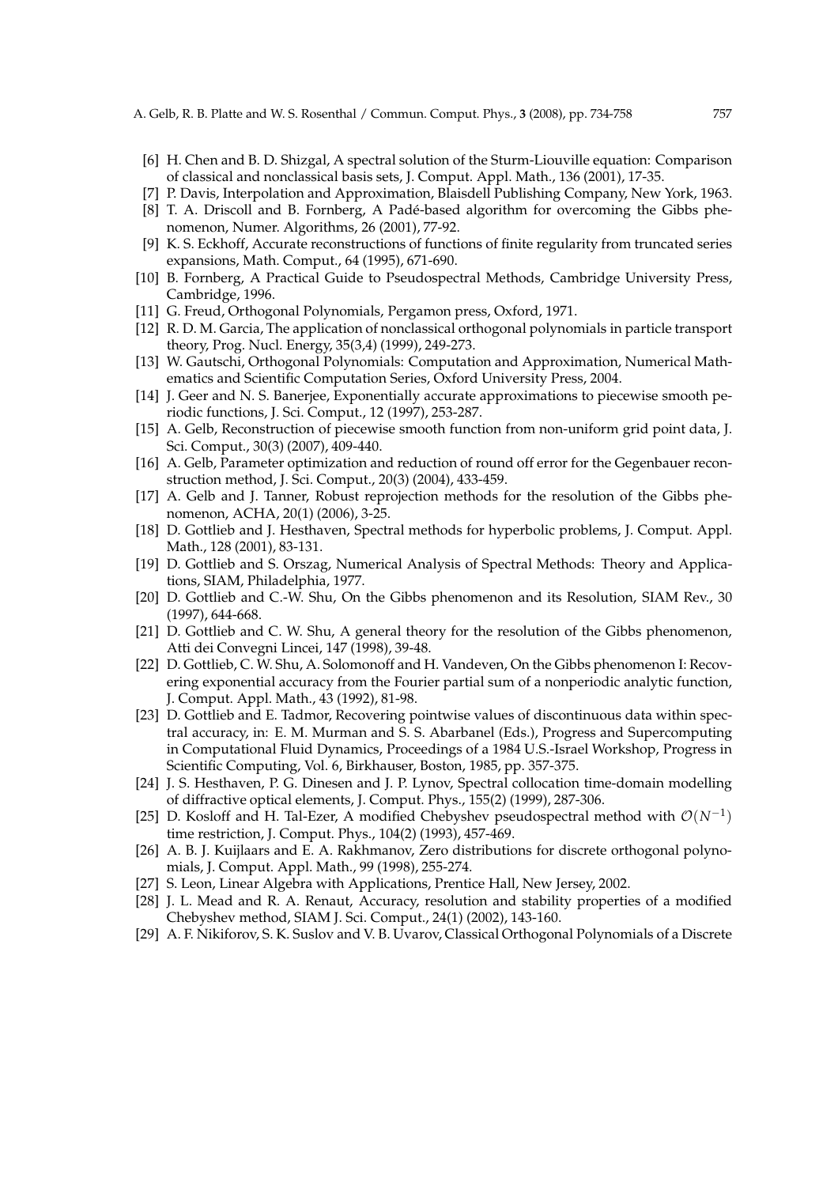[6] H. Chen and B. D. Shizgal, A spectral solution of the Sturm-Liouville equation: Comparison of classical and nonclassical basis sets, J. Comput. Appl. Math., 136 (2001), 17-35.

[7] P. Davis, Interpolation and Approximation, Blaisdell Publishing Company, New York, 1963.

[8] T. A. Driscoll and B. Fornberg, A Padé-based algorithm for overcoming the Gibbs phenomenon, Numer. Algorithms, 26 (2001), 77-92.

[9] K. S. Eckhoff, Accurate reconstructions of functions of finite regularity from truncated series expansions, Math. Comput., 64 (1995), 671-690.

[10] B. Fornberg, A Practical Guide to Pseudospectral Methods, Cambridge University Press, Cambridge, 1996.

[11] G. Freud, Orthogonal Polynomials, Pergamon press, Oxford, 1971.

[12] R. D. M. Garcia, The application of nonclassical orthogonal polynomials in particle transport theory, Prog. Nucl. Energy, 35(3,4) (1999), 249-273.

[13] W. Gautschi, Orthogonal Polynomials: Computation and Approximation, Numerical Mathematics and Scientific Computation Series, Oxford University Press, 2004.

[14] J. Geer and N. S. Banerjee, Exponentially accurate approximations to piecewise smooth periodic functions, J. Sci. Comput., 12 (1997), 253-287.

[15] A. Gelb, Reconstruction of piecewise smooth function from non-uniform grid point data, J. Sci. Comput., 30(3) (2007), 409-440.

[16] A. Gelb, Parameter optimization and reduction of round off error for the Gegenbauer reconstruction method, J. Sci. Comput., 20(3) (2004), 433-459.

[17] A. Gelb and J. Tanner, Robust reprojection methods for the resolution of the Gibbs phenomenon, ACHA, 20(1) (2006), 3-25.

[18] D. Gottlieb and J. Hesthaven, Spectral methods for hyperbolic problems, J. Comput. Appl. Math., 128 (2001), 83-131.

[19] D. Gottlieb and S. Orszag, Numerical Analysis of Spectral Methods: Theory and Applications, SIAM, Philadelphia, 1977.

[20] D. Gottlieb and C.-W. Shu, On the Gibbs phenomenon and its Resolution, SIAM Rev., 30 (1997), 644-668.

[21] D. Gottlieb and C. W. Shu, A general theory for the resolution of the Gibbs phenomenon, Atti dei Convegni Lincei, 147 (1998), 39-48.

[22] D. Gottlieb, C. W. Shu, A. Solomonoff and H. Vandeven, On the Gibbs phenomenon I: Recovering exponential accuracy from the Fourier partial sum of a nonperiodic analytic function, J. Comput. Appl. Math., 43 (1992), 81-98.

[23] D. Gottlieb and E. Tadmor, Recovering pointwise values of discontinuous data within spectral accuracy, in: E. M. Murman and S. S. Abarbanel (Eds.), Progress and Supercomputing in Computational Fluid Dynamics, Proceedings of a 1984 U.S.-Israel Workshop, Progress in Scientific Computing, Vol. 6, Birkhauser, Boston, 1985, pp. 357-375.

[24] J. S. Hesthaven, P. G. Dinesen and J. P. Lynov, Spectral collocation time-domain modelling of diffractive optical elements, J. Comput. Phys., 155(2) (1999), 287-306.

[25] D. Kosloff and H. Tal-Ezer, A modified Chebyshev pseudospectral method with $\mathcal{O}(N^{-1})$ time restriction, J. Comput. Phys., 104(2) (1993), 457-469.

[26] A. B. J. Kuijlaars and E. A. Rakhmanov, Zero distributions for discrete orthogonal polynomials, J. Comput. Appl. Math., 99 (1998), 255-274.

[27] S. Leon, Linear Algebra with Applications, Prentice Hall, New Jersey, 2002.

[28] J. L. Mead and R. A. Renaut, Accuracy, resolution and stability properties of a modified Chebyshev method, SIAM J. Sci. Comput., 24(1) (2002), 143-160.

[29] A. F. Nikiforov, S. K. Suslov and V. B. Uvarov, Classical Orthogonal Polynomials of a Discrete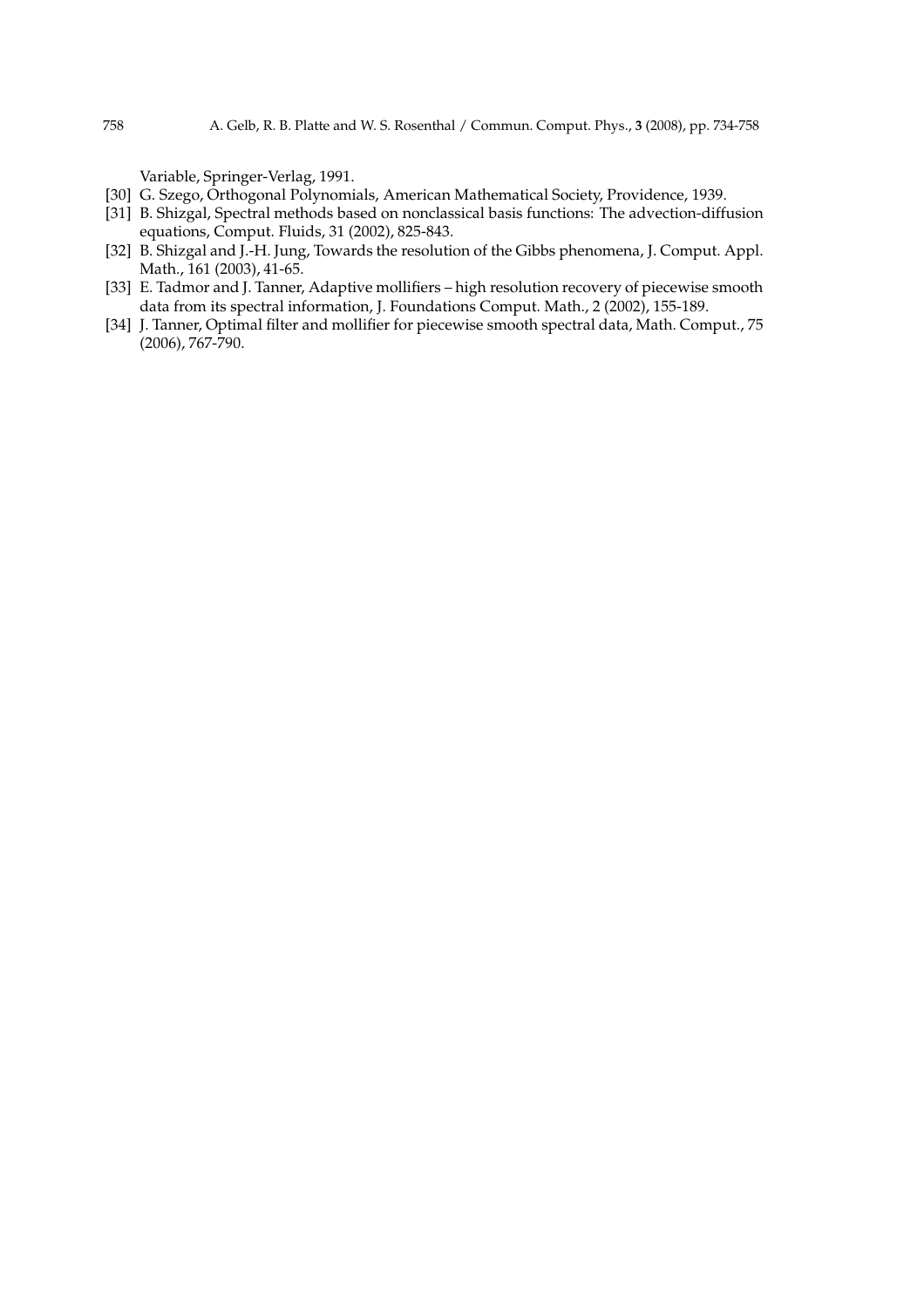Variable, Springer-Verlag, 1991.

[30] G. Szego, Orthogonal Polynomials, American Mathematical Society, Providence, 1939.

[31] B. Shizgal, Spectral methods based on nonclassical basis functions: The advection-diffusion equations, Comput. Fluids, 31 (2002), 825-843.

[32] B. Shizgal and J.-H. Jung, Towards the resolution of the Gibbs phenomena, J. Comput. Appl. Math., 161 (2003), 41-65.

[33] E. Tadmor and J. Tanner, Adaptive mollifiers – high resolution recovery of piecewise smooth data from its spectral information, J. Foundations Comput. Math., 2 (2002), 155-189.

[34] J. Tanner, Optimal filter and mollifier for piecewise smooth spectral data, Math. Comput., 75 (2006), 767-790.